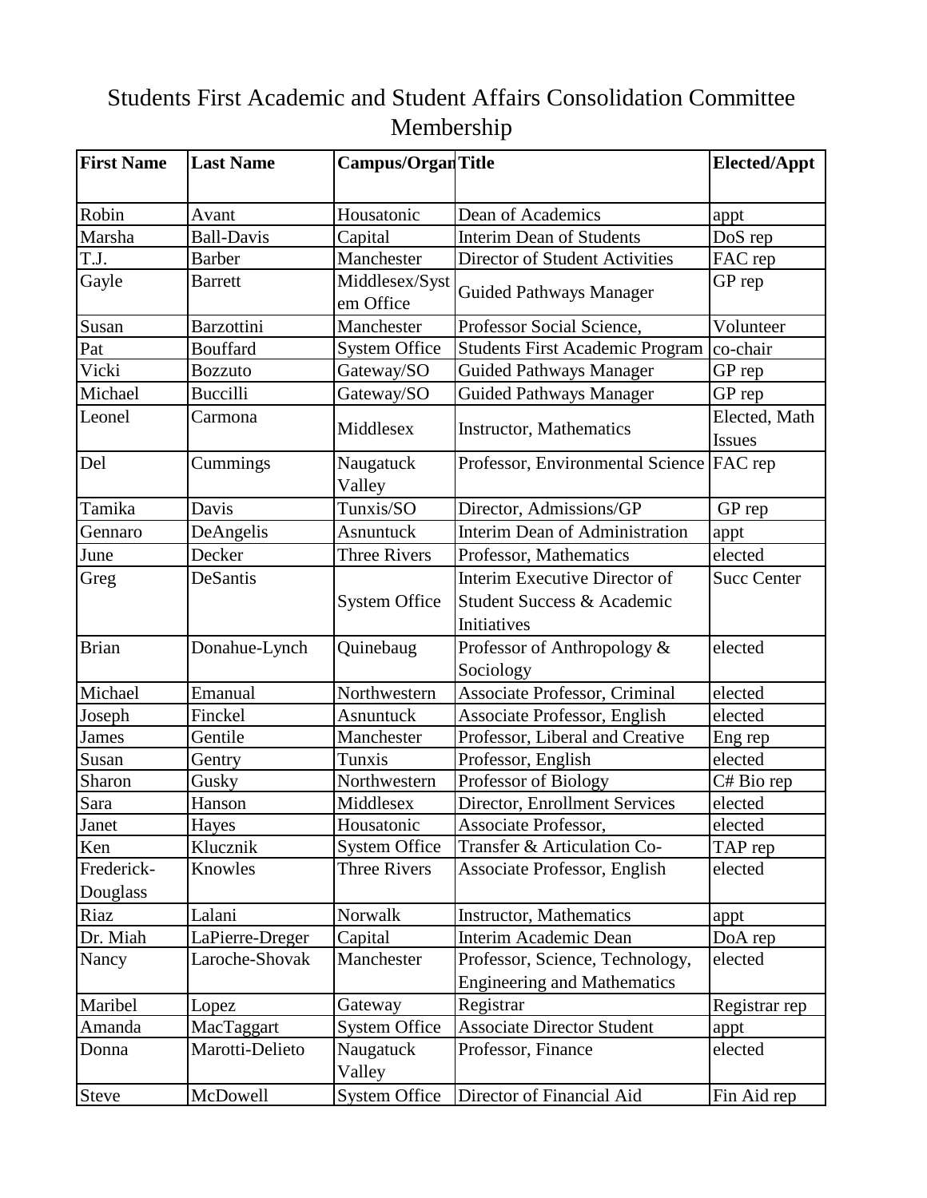# Students First Academic and Student Affairs Consolidation Committee Membership

| First Name | Last Name | Campus/Organ | Title | Elected/Appt |
|---|---|---|---|---|
| Robin | Avant | Housatonic | Dean of Academics | appt |
| Marsha | Ball-Davis | Capital | Interim Dean of Students | DoS rep |
| T.J. | Barber | Manchester | Director of Student Activities | FAC rep |
| Gayle | Barrett | Middlesex/System Office | Guided Pathways Manager | GP rep |
| Susan | Barzottini | Manchester | Professor Social Science, | Volunteer |
| Pat | Bouffard | System Office | Students First Academic Program | co-chair |
| Vicki | Bozzuto | Gateway/SO | Guided Pathways Manager | GP rep |
| Michael | Buccilli | Gateway/SO | Guided Pathways Manager | GP rep |
| Leonel | Carmona | Middlesex | Instructor, Mathematics | Elected, Math Issues |
| Del | Cummings | Naugatuck Valley | Professor, Environmental Science | FAC rep |
| Tamika | Davis | Tunxis/SO | Director, Admissions/GP | GP rep |
| Gennaro | DeAngelis | Asnuntuck | Interim Dean of Administration | appt |
| June | Decker | Three Rivers | Professor, Mathematics | elected |
| Greg | DeSantis | System Office | Interim Executive Director of Student Success & Academic Initiatives | Succ Center |
| Brian | Donahue-Lynch | Quinebaug | Professor of Anthropology & Sociology | elected |
| Michael | Emanual | Northwestern | Associate Professor, Criminal | elected |
| Joseph | Finckel | Asnuntuck | Associate Professor, English | elected |
| James | Gentile | Manchester | Professor, Liberal and Creative | Eng rep |
| Susan | Gentry | Tunxis | Professor, English | elected |
| Sharon | Gusky | Northwestern | Professor of Biology | C# Bio rep |
| Sara | Hanson | Middlesex | Director, Enrollment Services | elected |
| Janet | Hayes | Housatonic | Associate Professor, | elected |
| Ken | Klucznik | System Office | Transfer & Articulation Co- | TAP rep |
| Frederick-Douglass | Knowles | Three Rivers | Associate Professor, English | elected |
| Riaz | Lalani | Norwalk | Instructor, Mathematics | appt |
| Dr. Miah | LaPierre-Dreger | Capital | Interim Academic Dean | DoA rep |
| Nancy | Laroche-Shovak | Manchester | Professor, Science, Technology, Engineering and Mathematics | elected |
| Maribel | Lopez | Gateway | Registrar | Registrar rep |
| Amanda | MacTaggart | System Office | Associate Director Student | appt |
| Donna | Marotti-Delieto | Naugatuck Valley | Professor, Finance | elected |
| Steve | McDowell | System Office | Director of Financial Aid | Fin Aid rep |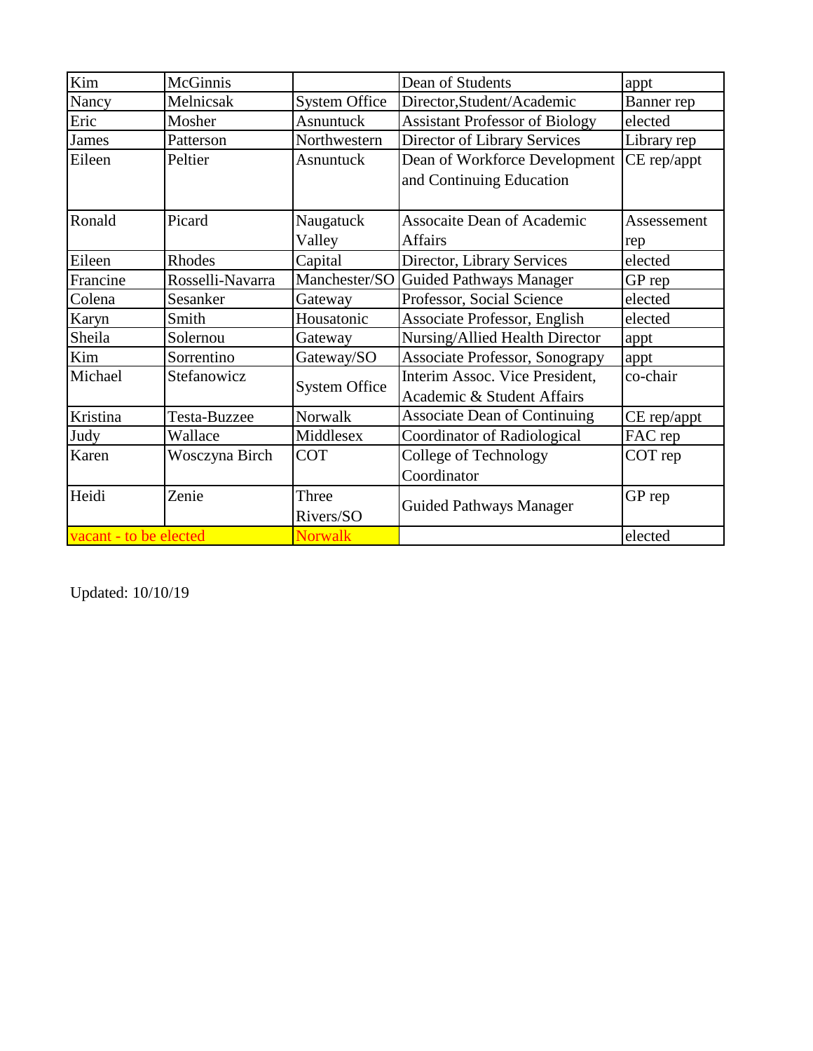| Kim | McGinnis | | Dean of Students | appt |
|---|---|---|---|---|
| Nancy | Melnicsak | System Office | Director,Student/Academic | Banner rep |
| Eric | Mosher | Asnuntuck | Assistant Professor of Biology | elected |
| James | Patterson | Northwestern | Director of Library Services | Library rep |
| Eileen | Peltier | Asnuntuck | Dean of Workforce Development and Continuing Education | CE rep/appt |
| Ronald | Picard | Naugatuck Valley | Assocaite Dean of Academic Affairs | Assessement rep |
| Eileen | Rhodes | Capital | Director, Library Services | elected |
| Francine | Rosselli-Navarra | Manchester/SO | Guided Pathways Manager | GP rep |
| Colena | Sesanker | Gateway | Professor, Social Science | elected |
| Karyn | Smith | Housatonic | Associate Professor, English | elected |
| Sheila | Solernou | Gateway | Nursing/Allied Health Director | appt |
| Kim | Sorrentino | Gateway/SO | Associate Professor, Sonograpy | appt |
| Michael | Stefanowicz | System Office | Interim Assoc. Vice President, Academic & Student Affairs | co-chair |
| Kristina | Testa-Buzzee | Norwalk | Associate Dean of Continuing | CE rep/appt |
| Judy | Wallace | Middlesex | Coordinator of Radiological | FAC rep |
| Karen | Wosczyna Birch | COT | College of Technology Coordinator | COT rep |
| Heidi | Zenie | Three Rivers/SO | Guided Pathways Manager | GP rep |
| vacant - to be elected | | Norwalk | | elected |

Updated: 10/10/19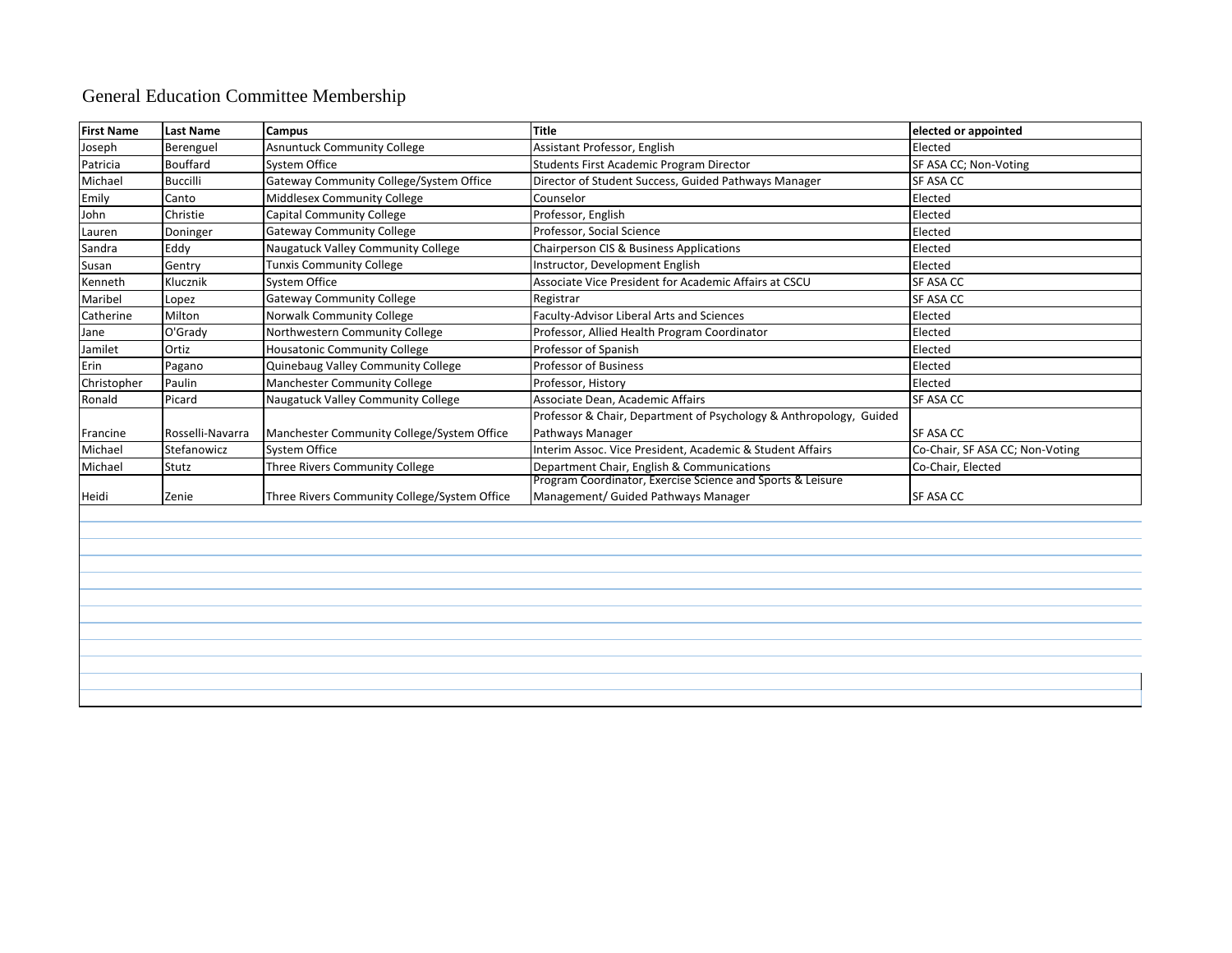# General Education Committee Membership

| First Name | Last Name | Campus | Title | elected or appointed |
|---|---|---|---|---|
| Joseph | Berenguel | Asnuntuck Community College | Assistant Professor, English | Elected |
| Patricia | Bouffard | System Office | Students First Academic Program Director | SF ASA CC; Non-Voting |
| Michael | Buccilli | Gateway Community College/System Office | Director of Student Success, Guided Pathways Manager | SF ASA CC |
| Emily | Canto | Middlesex Community College | Counselor | Elected |
| John | Christie | Capital Community College | Professor, English | Elected |
| Lauren | Doninger | Gateway Community College | Professor, Social Science | Elected |
| Sandra | Eddy | Naugatuck Valley Community College | Chairperson CIS & Business Applications | Elected |
| Susan | Gentry | Tunxis Community College | Instructor, Development English | Elected |
| Kenneth | Klucznik | System Office | Associate Vice President for Academic Affairs at CSCU | SF ASA CC |
| Maribel | Lopez | Gateway Community College | Registrar | SF ASA CC |
| Catherine | Milton | Norwalk Community College | Faculty-Advisor Liberal Arts and Sciences | Elected |
| Jane | O'Grady | Northwestern Community College | Professor, Allied Health Program Coordinator | Elected |
| Jamilet | Ortiz | Housatonic Community College | Professor of Spanish | Elected |
| Erin | Pagano | Quinebaug Valley Community College | Professor of Business | Elected |
| Christopher | Paulin | Manchester Community College | Professor, History | Elected |
| Ronald | Picard | Naugatuck Valley Community College | Associate Dean, Academic Affairs | SF ASA CC |
| Francine | Rosselli-Navarra | Manchester Community College/System Office | Professor & Chair, Department of Psychology & Anthropology, Guided Pathways Manager | SF ASA CC |
| Michael | Stefanowicz | System Office | Interim Assoc. Vice President, Academic & Student Affairs | Co-Chair, SF ASA CC; Non-Voting |
| Michael | Stutz | Three Rivers Community College | Department Chair, English & Communications | Co-Chair, Elected |
| Heidi | Zenie | Three Rivers Community College/System Office | Program Coordinator, Exercise Science and Sports & Leisure Management/ Guided Pathways Manager | SF ASA CC |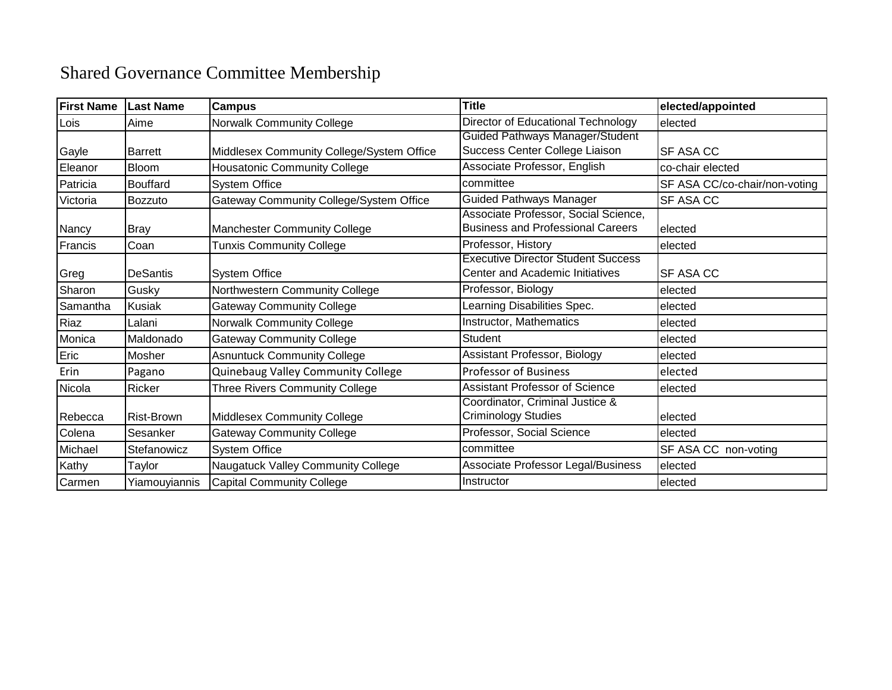# Shared Governance Committee Membership

| First Name | Last Name | Campus | Title | elected/appointed |
|---|---|---|---|---|
| Lois | Aime | Norwalk Community College | Director of Educational Technology | elected |
| Gayle | Barrett | Middlesex Community College/System Office | Guided Pathways Manager/Student Success Center College Liaison | SF ASA CC |
| Eleanor | Bloom | Housatonic Community College | Associate Professor, English | co-chair elected |
| Patricia | Bouffard | System Office | committee | SF ASA CC/co-chair/non-voting |
| Victoria | Bozzuto | Gateway Community College/System Office | Guided Pathways Manager | SF ASA CC |
| Nancy | Bray | Manchester Community College | Associate Professor, Social Science, Business and Professional Careers | elected |
| Francis | Coan | Tunxis Community College | Professor, History | elected |
| Greg | DeSantis | System Office | Executive Director Student Success Center and Academic Initiatives | SF ASA CC |
| Sharon | Gusky | Northwestern Community College | Professor, Biology | elected |
| Samantha | Kusiak | Gateway Community College | Learning Disabilities Spec. | elected |
| Riaz | Lalani | Norwalk Community College | Instructor, Mathematics | elected |
| Monica | Maldonado | Gateway Community College | Student | elected |
| Eric | Mosher | Asnuntuck Community College | Assistant Professor, Biology | elected |
| Erin | Pagano | Quinebaug Valley Community College | Professor of Business | elected |
| Nicola | Ricker | Three Rivers Community College | Assistant Professor of Science | elected |
| Rebecca | Rist-Brown | Middlesex Community College | Coordinator, Criminal Justice & Criminology Studies | elected |
| Colena | Sesanker | Gateway Community College | Professor, Social Science | elected |
| Michael | Stefanowicz | System Office | committee | SF ASA CC non-voting |
| Kathy | Taylor | Naugatuck Valley Community College | Associate Professor Legal/Business | elected |
| Carmen | Yiamouyiannis | Capital Community College | Instructor | elected |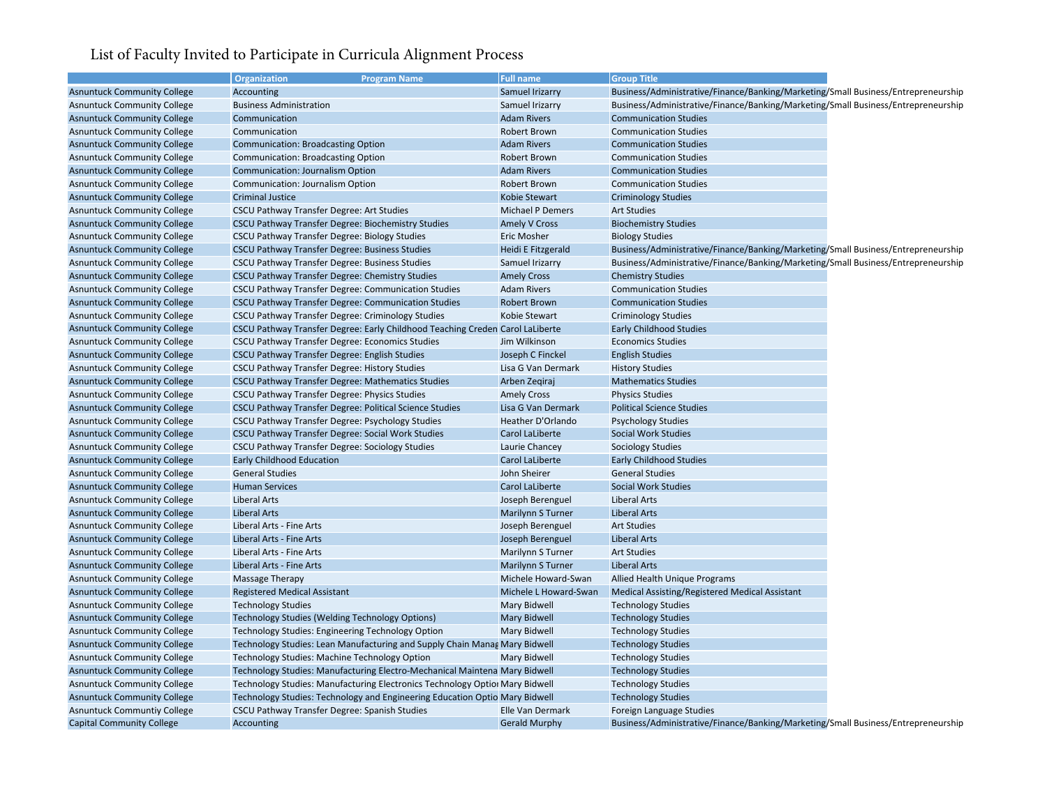# List of Faculty Invited to Participate in Curricula Alignment Process

| Organization | Program Name | Full name | Group Title |
|---|---|---|---|
| Asnuntuck Community College | Accounting | Samuel Irizarry | Business/Administrative/Finance/Banking/Marketing/Small Business/Entrepreneurship |
| Asnuntuck Community College | Business Administration | Samuel Irizarry | Business/Administrative/Finance/Banking/Marketing/Small Business/Entrepreneurship |
| Asnuntuck Community College | Communication | Adam Rivers | Communication Studies |
| Asnuntuck Community College | Communication | Robert Brown | Communication Studies |
| Asnuntuck Community College | Communication: Broadcasting Option | Adam Rivers | Communication Studies |
| Asnuntuck Community College | Communication: Broadcasting Option | Robert Brown | Communication Studies |
| Asnuntuck Community College | Communication: Journalism Option | Adam Rivers | Communication Studies |
| Asnuntuck Community College | Communication: Journalism Option | Robert Brown | Communication Studies |
| Asnuntuck Community College | Criminal Justice | Kobie Stewart | Criminology Studies |
| Asnuntuck Community College | CSCU Pathway Transfer Degree: Art Studies | Michael P Demers | Art Studies |
| Asnuntuck Community College | CSCU Pathway Transfer Degree: Biochemistry Studies | Amely V Cross | Biochemistry Studies |
| Asnuntuck Community College | CSCU Pathway Transfer Degree: Biology Studies | Eric Mosher | Biology Studies |
| Asnuntuck Community College | CSCU Pathway Transfer Degree: Business Studies | Heidi E Fitzgerald | Business/Administrative/Finance/Banking/Marketing/Small Business/Entrepreneurship |
| Asnuntuck Community College | CSCU Pathway Transfer Degree: Business Studies | Samuel Irizarry | Business/Administrative/Finance/Banking/Marketing/Small Business/Entrepreneurship |
| Asnuntuck Community College | CSCU Pathway Transfer Degree: Chemistry Studies | Amely Cross | Chemistry Studies |
| Asnuntuck Community College | CSCU Pathway Transfer Degree: Communication Studies | Adam Rivers | Communication Studies |
| Asnuntuck Community College | CSCU Pathway Transfer Degree: Communication Studies | Robert Brown | Communication Studies |
| Asnuntuck Community College | CSCU Pathway Transfer Degree: Criminology Studies | Kobie Stewart | Criminology Studies |
| Asnuntuck Community College | CSCU Pathway Transfer Degree: Early Childhood Teaching Creden | Carol LaLiberte | Early Childhood Studies |
| Asnuntuck Community College | CSCU Pathway Transfer Degree: Economics Studies | Jim Wilkinson | Economics Studies |
| Asnuntuck Community College | CSCU Pathway Transfer Degree: English Studies | Joseph C Finckel | English Studies |
| Asnuntuck Community College | CSCU Pathway Transfer Degree: History Studies | Lisa G Van Dermark | History Studies |
| Asnuntuck Community College | CSCU Pathway Transfer Degree: Mathematics Studies | Arben Zeqiraj | Mathematics Studies |
| Asnuntuck Community College | CSCU Pathway Transfer Degree: Physics Studies | Amely Cross | Physics Studies |
| Asnuntuck Community College | CSCU Pathway Transfer Degree: Political Science Studies | Lisa G Van Dermark | Political Science Studies |
| Asnuntuck Community College | CSCU Pathway Transfer Degree: Psychology Studies | Heather D'Orlando | Psychology Studies |
| Asnuntuck Community College | CSCU Pathway Transfer Degree: Social Work Studies | Carol LaLiberte | Social Work Studies |
| Asnuntuck Community College | CSCU Pathway Transfer Degree: Sociology Studies | Laurie Chancey | Sociology Studies |
| Asnuntuck Community College | Early Childhood Education | Carol LaLiberte | Early Childhood Studies |
| Asnuntuck Community College | General Studies | John Sheirer | General Studies |
| Asnuntuck Community College | Human Services | Carol LaLiberte | Social Work Studies |
| Asnuntuck Community College | Liberal Arts | Joseph Berenguel | Liberal Arts |
| Asnuntuck Community College | Liberal Arts | Marilynn S Turner | Liberal Arts |
| Asnuntuck Community College | Liberal Arts - Fine Arts | Joseph Berenguel | Art Studies |
| Asnuntuck Community College | Liberal Arts - Fine Arts | Joseph Berenguel | Liberal Arts |
| Asnuntuck Community College | Liberal Arts - Fine Arts | Marilynn S Turner | Art Studies |
| Asnuntuck Community College | Liberal Arts - Fine Arts | Marilynn S Turner | Liberal Arts |
| Asnuntuck Community College | Massage Therapy | Michele Howard-Swan | Allied Health Unique Programs |
| Asnuntuck Community College | Registered Medical Assistant | Michele L Howard-Swan | Medical Assisting/Registered Medical Assistant |
| Asnuntuck Community College | Technology Studies | Mary Bidwell | Technology Studies |
| Asnuntuck Community College | Technology Studies (Welding Technology Options) | Mary Bidwell | Technology Studies |
| Asnuntuck Community College | Technology Studies: Engineering Technology Option | Mary Bidwell | Technology Studies |
| Asnuntuck Community College | Technology Studies: Lean Manufacturing and Supply Chain Manag | Mary Bidwell | Technology Studies |
| Asnuntuck Community College | Technology Studies: Machine Technology Option | Mary Bidwell | Technology Studies |
| Asnuntuck Community College | Technology Studies: Manufacturing Electro-Mechanical Maintena | Mary Bidwell | Technology Studies |
| Asnuntuck Community College | Technology Studies: Manufacturing Electronics Technology Optio | Mary Bidwell | Technology Studies |
| Asnuntuck Community College | Technology Studies: Technology and Engineering Education Optio | Mary Bidwell | Technology Studies |
| Asnuntuck Communtiy College | CSCU Pathway Transfer Degree: Spanish Studies | Elle Van Dermark | Foreign Language Studies |
| Capital Community College | Accounting | Gerald Murphy | Business/Administrative/Finance/Banking/Marketing/Small Business/Entrepreneurship |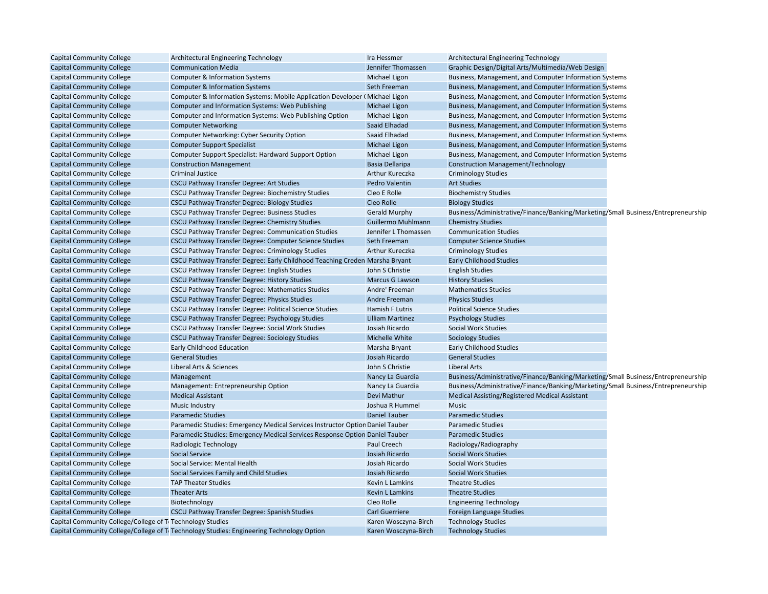| | | | |
|---|---|---|---|
| Capital Community College | Architectural Engineering Technology | Ira Hessmer | Architectural Engineering Technology |
| Capital Community College | Communication Media | Jennifer Thomassen | Graphic Design/Digital Arts/Multimedia/Web Design |
| Capital Community College | Computer & Information Systems | Michael Ligon | Business, Management, and Computer Information Systems |
| Capital Community College | Computer & Information Systems | Seth Freeman | Business, Management, and Computer Information Systems |
| Capital Community College | Computer & Information Systems: Mobile Application Developer ( | Michael Ligon | Business, Management, and Computer Information Systems |
| Capital Community College | Computer and Information Systems: Web Publishing | Michael Ligon | Business, Management, and Computer Information Systems |
| Capital Community College | Computer and Information Systems: Web Publishing Option | Michael Ligon | Business, Management, and Computer Information Systems |
| Capital Community College | Computer Networking | Saaid Elhadad | Business, Management, and Computer Information Systems |
| Capital Community College | Computer Networking: Cyber Security Option | Saaid Elhadad | Business, Management, and Computer Information Systems |
| Capital Community College | Computer Support Specialist | Michael Ligon | Business, Management, and Computer Information Systems |
| Capital Community College | Computer Support Specialist: Hardward Support Option | Michael Ligon | Business, Management, and Computer Information Systems |
| Capital Community College | Construction Management | Basia Dellaripa | Construction Management/Technology |
| Capital Community College | Criminal Justice | Arthur Kureczka | Criminology Studies |
| Capital Community College | CSCU Pathway Transfer Degree: Art Studies | Pedro Valentin | Art Studies |
| Capital Community College | CSCU Pathway Transfer Degree: Biochemistry Studies | Cleo E Rolle | Biochemistry Studies |
| Capital Community College | CSCU Pathway Transfer Degree: Biology Studies | Cleo Rolle | Biology Studies |
| Capital Community College | CSCU Pathway Transfer Degree: Business Studies | Gerald Murphy | Business/Administrative/Finance/Banking/Marketing/Small Business/Entrepreneurship |
| Capital Community College | CSCU Pathway Transfer Degree: Chemistry Studies | Guillermo Muhlmann | Chemistry Studies |
| Capital Community College | CSCU Pathway Transfer Degree: Communication Studies | Jennifer L Thomassen | Communication Studies |
| Capital Community College | CSCU Pathway Transfer Degree: Computer Science Studies | Seth Freeman | Computer Science Studies |
| Capital Community College | CSCU Pathway Transfer Degree: Criminology Studies | Arthur Kureczka | Criminology Studies |
| Capital Community College | CSCU Pathway Transfer Degree: Early Childhood Teaching Creden | Marsha Bryant | Early Childhood Studies |
| Capital Community College | CSCU Pathway Transfer Degree: English Studies | John S Christie | English Studies |
| Capital Community College | CSCU Pathway Transfer Degree: History Studies | Marcus G Lawson | History Studies |
| Capital Community College | CSCU Pathway Transfer Degree: Mathematics Studies | Andre' Freeman | Mathematics Studies |
| Capital Community College | CSCU Pathway Transfer Degree: Physics Studies | Andre Freeman | Physics Studies |
| Capital Community College | CSCU Pathway Transfer Degree: Political Science Studies | Hamish F Lutris | Political Science Studies |
| Capital Community College | CSCU Pathway Transfer Degree: Psychology Studies | Lilliam Martinez | Psychology Studies |
| Capital Community College | CSCU Pathway Transfer Degree: Social Work Studies | Josiah Ricardo | Social Work Studies |
| Capital Community College | CSCU Pathway Transfer Degree: Sociology Studies | Michelle White | Sociology Studies |
| Capital Community College | Early Childhood Education | Marsha Bryant | Early Childhood Studies |
| Capital Community College | General Studies | Josiah Ricardo | General Studies |
| Capital Community College | Liberal Arts & Sciences | John S Christie | Liberal Arts |
| Capital Community College | Management | Nancy La Guardia | Business/Administrative/Finance/Banking/Marketing/Small Business/Entrepreneurship |
| Capital Community College | Management: Entrepreneurship Option | Nancy La Guardia | Business/Administrative/Finance/Banking/Marketing/Small Business/Entrepreneurship |
| Capital Community College | Medical Assistant | Devi Mathur | Medical Assisting/Registered Medical Assistant |
| Capital Community College | Music Industry | Joshua R Hummel | Music |
| Capital Community College | Paramedic Studies | Daniel Tauber | Paramedic Studies |
| Capital Community College | Paramedic Studies: Emergency Medical Services Instructor Option | Daniel Tauber | Paramedic Studies |
| Capital Community College | Paramedic Studies: Emergency Medical Services Response Option | Daniel Tauber | Paramedic Studies |
| Capital Community College | Radiologic Technology | Paul Creech | Radiology/Radiography |
| Capital Community College | Social Service | Josiah Ricardo | Social Work Studies |
| Capital Community College | Social Service: Mental Health | Josiah Ricardo | Social Work Studies |
| Capital Community College | Social Services Family and Child Studies | Josiah Ricardo | Social Work Studies |
| Capital Community College | TAP Theater Studies | Kevin L Lamkins | Theatre Studies |
| Capital Community College | Theater Arts | Kevin L Lamkins | Theatre Studies |
| Capital Community College | Biotechnology | Cleo Rolle | Engineering Technology |
| Capital Community College | CSCU Pathway Transfer Degree: Spanish Studies | Carl Guerriere | Foreign Language Studies |
| Capital Community College/College of T | Technology Studies | Karen Wosczyna-Birch | Technology Studies |
| Capital Community College/College of T | Technology Studies: Engineering Technology Option | Karen Wosczyna-Birch | Technology Studies |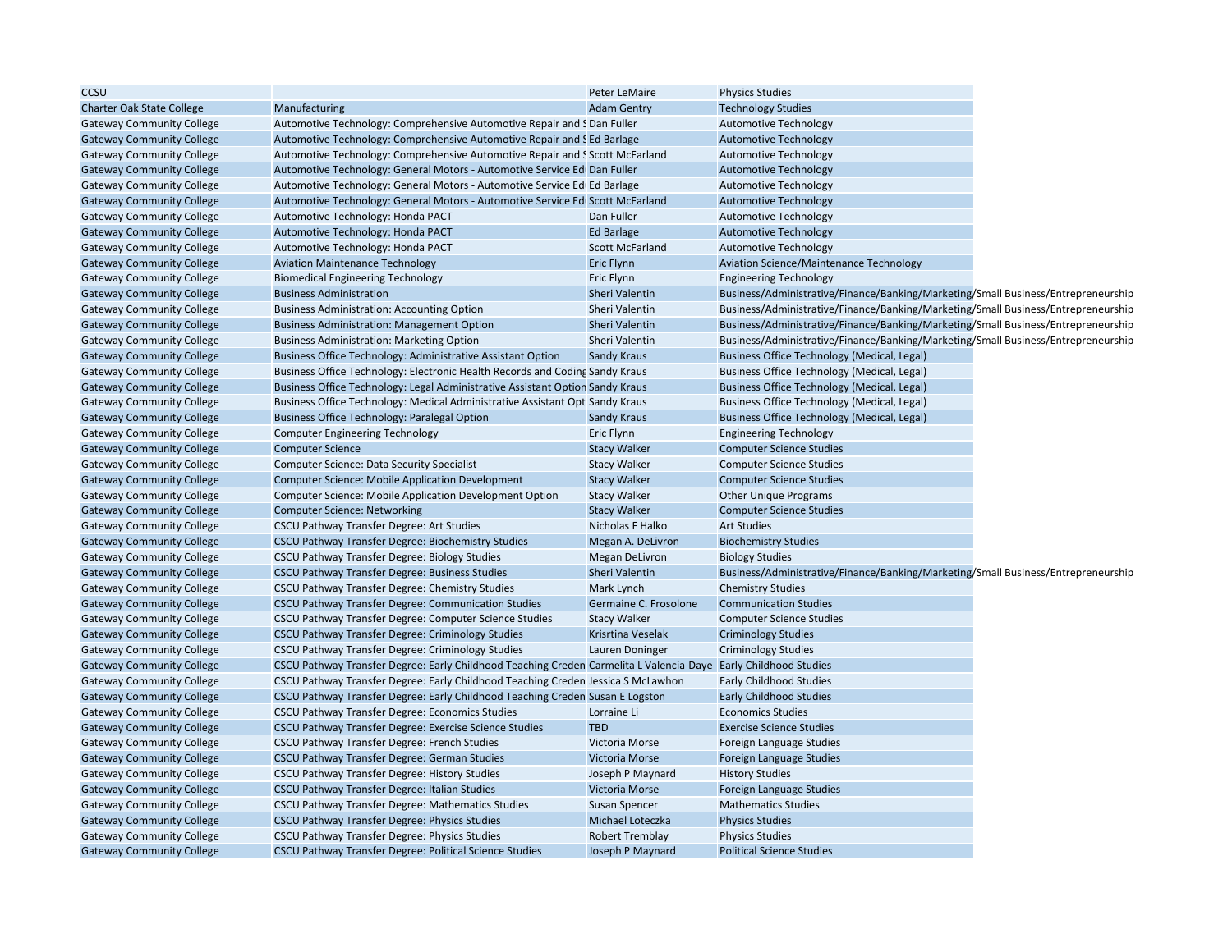| CCSU | | Peter LeMaire | Physics Studies |
|---|---|---|---|
| Charter Oak State College | Manufacturing | Adam Gentry | Technology Studies |
| Gateway Community College | Automotive Technology: Comprehensive Automotive Repair and S | Dan Fuller | Automotive Technology |
| Gateway Community College | Automotive Technology: Comprehensive Automotive Repair and S | Ed Barlage | Automotive Technology |
| Gateway Community College | Automotive Technology: Comprehensive Automotive Repair and S | Scott McFarland | Automotive Technology |
| Gateway Community College | Automotive Technology: General Motors - Automotive Service Edu | Dan Fuller | Automotive Technology |
| Gateway Community College | Automotive Technology: General Motors - Automotive Service Edu | Ed Barlage | Automotive Technology |
| Gateway Community College | Automotive Technology: General Motors - Automotive Service Edu | Scott McFarland | Automotive Technology |
| Gateway Community College | Automotive Technology: Honda PACT | Dan Fuller | Automotive Technology |
| Gateway Community College | Automotive Technology: Honda PACT | Ed Barlage | Automotive Technology |
| Gateway Community College | Automotive Technology: Honda PACT | Scott McFarland | Automotive Technology |
| Gateway Community College | Aviation Maintenance Technology | Eric Flynn | Aviation Science/Maintenance Technology |
| Gateway Community College | Biomedical Engineering Technology | Eric Flynn | Engineering Technology |
| Gateway Community College | Business Administration | Sheri Valentin | Business/Administrative/Finance/Banking/Marketing/Small Business/Entrepreneurship |
| Gateway Community College | Business Administration: Accounting Option | Sheri Valentin | Business/Administrative/Finance/Banking/Marketing/Small Business/Entrepreneurship |
| Gateway Community College | Business Administration: Management Option | Sheri Valentin | Business/Administrative/Finance/Banking/Marketing/Small Business/Entrepreneurship |
| Gateway Community College | Business Administration: Marketing Option | Sheri Valentin | Business/Administrative/Finance/Banking/Marketing/Small Business/Entrepreneurship |
| Gateway Community College | Business Office Technology: Administrative Assistant Option | Sandy Kraus | Business Office Technology (Medical, Legal) |
| Gateway Community College | Business Office Technology: Electronic Health Records and Coding | Sandy Kraus | Business Office Technology (Medical, Legal) |
| Gateway Community College | Business Office Technology: Legal Administrative Assistant Option | Sandy Kraus | Business Office Technology (Medical, Legal) |
| Gateway Community College | Business Office Technology: Medical Administrative Assistant Opt | Sandy Kraus | Business Office Technology (Medical, Legal) |
| Gateway Community College | Business Office Technology: Paralegal Option | Sandy Kraus | Business Office Technology (Medical, Legal) |
| Gateway Community College | Computer Engineering Technology | Eric Flynn | Engineering Technology |
| Gateway Community College | Computer Science | Stacy Walker | Computer Science Studies |
| Gateway Community College | Computer Science: Data Security Specialist | Stacy Walker | Computer Science Studies |
| Gateway Community College | Computer Science: Mobile Application Development | Stacy Walker | Computer Science Studies |
| Gateway Community College | Computer Science: Mobile Application Development Option | Stacy Walker | Other Unique Programs |
| Gateway Community College | Computer Science: Networking | Stacy Walker | Computer Science Studies |
| Gateway Community College | CSCU Pathway Transfer Degree: Art Studies | Nicholas F Halko | Art Studies |
| Gateway Community College | CSCU Pathway Transfer Degree: Biochemistry Studies | Megan A. DeLivron | Biochemistry Studies |
| Gateway Community College | CSCU Pathway Transfer Degree: Biology Studies | Megan DeLivron | Biology Studies |
| Gateway Community College | CSCU Pathway Transfer Degree: Business Studies | Sheri Valentin | Business/Administrative/Finance/Banking/Marketing/Small Business/Entrepreneurship |
| Gateway Community College | CSCU Pathway Transfer Degree: Chemistry Studies | Mark Lynch | Chemistry Studies |
| Gateway Community College | CSCU Pathway Transfer Degree: Communication Studies | Germaine C. Frosolone | Communication Studies |
| Gateway Community College | CSCU Pathway Transfer Degree: Computer Science Studies | Stacy Walker | Computer Science Studies |
| Gateway Community College | CSCU Pathway Transfer Degree: Criminology Studies | Krisrtina Veselak | Criminology Studies |
| Gateway Community College | CSCU Pathway Transfer Degree: Criminology Studies | Lauren Doninger | Criminology Studies |
| Gateway Community College | CSCU Pathway Transfer Degree: Early Childhood Teaching Creden | Carmelita L Valencia-Daye | Early Childhood Studies |
| Gateway Community College | CSCU Pathway Transfer Degree: Early Childhood Teaching Creden | Jessica S McLawhon | Early Childhood Studies |
| Gateway Community College | CSCU Pathway Transfer Degree: Early Childhood Teaching Creden | Susan E Logston | Early Childhood Studies |
| Gateway Community College | CSCU Pathway Transfer Degree: Economics Studies | Lorraine Li | Economics Studies |
| Gateway Community College | CSCU Pathway Transfer Degree: Exercise Science Studies | TBD | Exercise Science Studies |
| Gateway Community College | CSCU Pathway Transfer Degree: French Studies | Victoria Morse | Foreign Language Studies |
| Gateway Community College | CSCU Pathway Transfer Degree: German Studies | Victoria Morse | Foreign Language Studies |
| Gateway Community College | CSCU Pathway Transfer Degree: History Studies | Joseph P Maynard | History Studies |
| Gateway Community College | CSCU Pathway Transfer Degree: Italian Studies | Victoria Morse | Foreign Language Studies |
| Gateway Community College | CSCU Pathway Transfer Degree: Mathematics Studies | Susan Spencer | Mathematics Studies |
| Gateway Community College | CSCU Pathway Transfer Degree: Physics Studies | Michael Loteczka | Physics Studies |
| Gateway Community College | CSCU Pathway Transfer Degree: Physics Studies | Robert Tremblay | Physics Studies |
| Gateway Community College | CSCU Pathway Transfer Degree: Political Science Studies | Joseph P Maynard | Political Science Studies |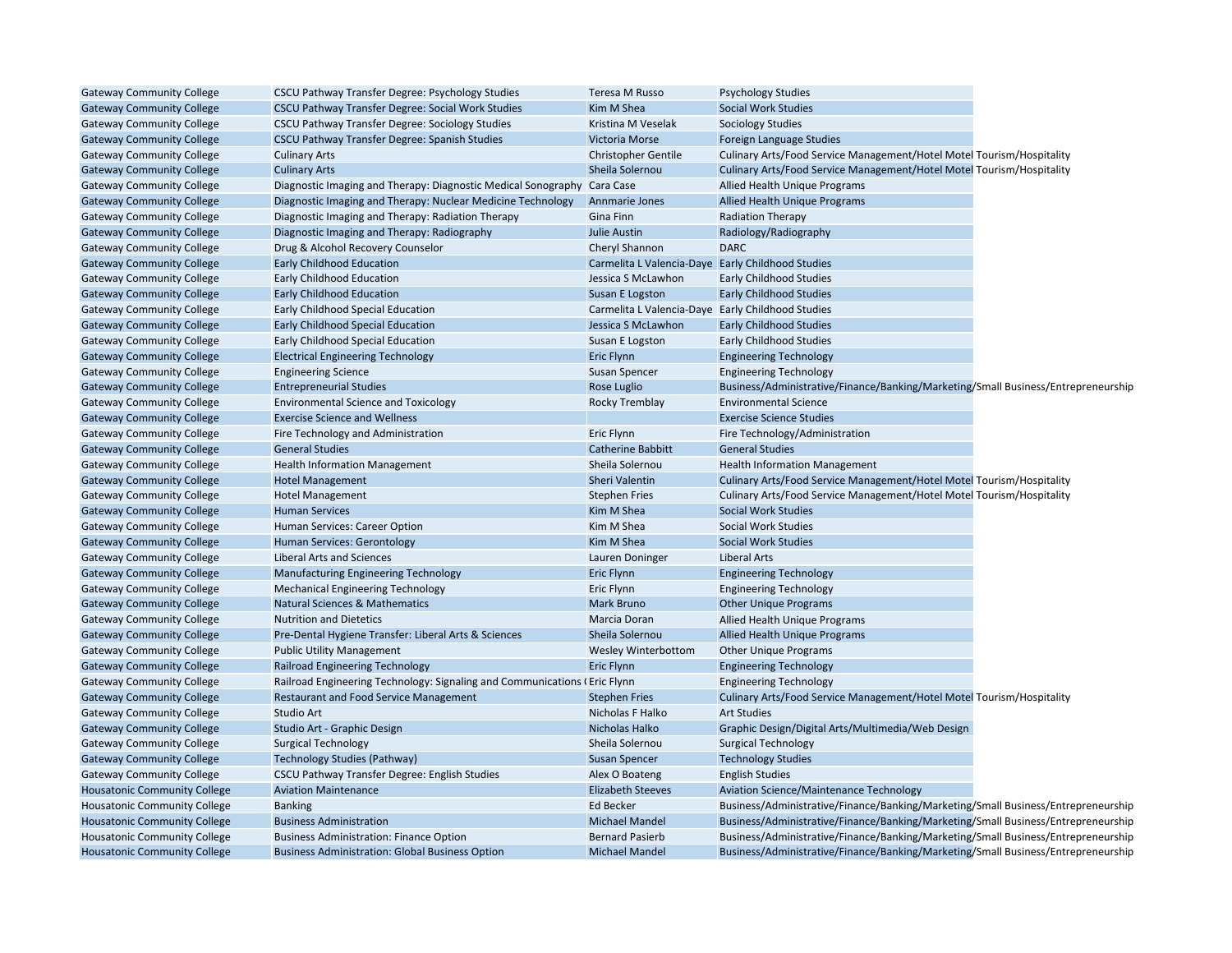| | | | |
|---|---|---|---|
| Gateway Community College | CSCU Pathway Transfer Degree: Psychology Studies | Teresa M Russo | Psychology Studies |
| Gateway Community College | CSCU Pathway Transfer Degree: Social Work Studies | Kim M Shea | Social Work Studies |
| Gateway Community College | CSCU Pathway Transfer Degree: Sociology Studies | Kristina M Veselak | Sociology Studies |
| Gateway Community College | CSCU Pathway Transfer Degree: Spanish Studies | Victoria Morse | Foreign Language Studies |
| Gateway Community College | Culinary Arts | Christopher Gentile | Culinary Arts/Food Service Management/Hotel Motel Tourism/Hospitality |
| Gateway Community College | Culinary Arts | Sheila Solernou | Culinary Arts/Food Service Management/Hotel Motel Tourism/Hospitality |
| Gateway Community College | Diagnostic Imaging and Therapy: Diagnostic Medical Sonography | Cara Case | Allied Health Unique Programs |
| Gateway Community College | Diagnostic Imaging and Therapy: Nuclear Medicine Technology | Annmarie Jones | Allied Health Unique Programs |
| Gateway Community College | Diagnostic Imaging and Therapy: Radiation Therapy | Gina Finn | Radiation Therapy |
| Gateway Community College | Diagnostic Imaging and Therapy: Radiography | Julie Austin | Radiology/Radiography |
| Gateway Community College | Drug & Alcohol Recovery Counselor | Cheryl Shannon | DARC |
| Gateway Community College | Early Childhood Education | Carmelita L Valencia-Daye | Early Childhood Studies |
| Gateway Community College | Early Childhood Education | Jessica S McLawhon | Early Childhood Studies |
| Gateway Community College | Early Childhood Education | Susan E Logston | Early Childhood Studies |
| Gateway Community College | Early Childhood Special Education | Carmelita L Valencia-Daye | Early Childhood Studies |
| Gateway Community College | Early Childhood Special Education | Jessica S McLawhon | Early Childhood Studies |
| Gateway Community College | Early Childhood Special Education | Susan E Logston | Early Childhood Studies |
| Gateway Community College | Electrical Engineering Technology | Eric Flynn | Engineering Technology |
| Gateway Community College | Engineering Science | Susan Spencer | Engineering Technology |
| Gateway Community College | Entrepreneurial Studies | Rose Luglio | Business/Administrative/Finance/Banking/Marketing/Small Business/Entrepreneurship |
| Gateway Community College | Environmental Science and Toxicology | Rocky Tremblay | Environmental Science |
| Gateway Community College | Exercise Science and Wellness | | Exercise Science Studies |
| Gateway Community College | Fire Technology and Administration | Eric Flynn | Fire Technology/Administration |
| Gateway Community College | General Studies | Catherine Babbitt | General Studies |
| Gateway Community College | Health Information Management | Sheila Solernou | Health Information Management |
| Gateway Community College | Hotel Management | Sheri Valentin | Culinary Arts/Food Service Management/Hotel Motel Tourism/Hospitality |
| Gateway Community College | Hotel Management | Stephen Fries | Culinary Arts/Food Service Management/Hotel Motel Tourism/Hospitality |
| Gateway Community College | Human Services | Kim M Shea | Social Work Studies |
| Gateway Community College | Human Services: Career Option | Kim M Shea | Social Work Studies |
| Gateway Community College | Human Services: Gerontology | Kim M Shea | Social Work Studies |
| Gateway Community College | Liberal Arts and Sciences | Lauren Doninger | Liberal Arts |
| Gateway Community College | Manufacturing Engineering Technology | Eric Flynn | Engineering Technology |
| Gateway Community College | Mechanical Engineering Technology | Eric Flynn | Engineering Technology |
| Gateway Community College | Natural Sciences & Mathematics | Mark Bruno | Other Unique Programs |
| Gateway Community College | Nutrition and Dietetics | Marcia Doran | Allied Health Unique Programs |
| Gateway Community College | Pre-Dental Hygiene Transfer: Liberal Arts & Sciences | Sheila Solernou | Allied Health Unique Programs |
| Gateway Community College | Public Utility Management | Wesley Winterbottom | Other Unique Programs |
| Gateway Community College | Railroad Engineering Technology | Eric Flynn | Engineering Technology |
| Gateway Community College | Railroad Engineering Technology: Signaling and Communications ( | Eric Flynn | Engineering Technology |
| Gateway Community College | Restaurant and Food Service Management | Stephen Fries | Culinary Arts/Food Service Management/Hotel Motel Tourism/Hospitality |
| Gateway Community College | Studio Art | Nicholas F Halko | Art Studies |
| Gateway Community College | Studio Art - Graphic Design | Nicholas Halko | Graphic Design/Digital Arts/Multimedia/Web Design |
| Gateway Community College | Surgical Technology | Sheila Solernou | Surgical Technology |
| Gateway Community College | Technology Studies (Pathway) | Susan Spencer | Technology Studies |
| Gateway Community College | CSCU Pathway Transfer Degree: English Studies | Alex O Boateng | English Studies |
| Housatonic Community College | Aviation Maintenance | Elizabeth Steeves | Aviation Science/Maintenance Technology |
| Housatonic Community College | Banking | Ed Becker | Business/Administrative/Finance/Banking/Marketing/Small Business/Entrepreneurship |
| Housatonic Community College | Business Administration | Michael Mandel | Business/Administrative/Finance/Banking/Marketing/Small Business/Entrepreneurship |
| Housatonic Community College | Business Administration: Finance Option | Bernard Pasierb | Business/Administrative/Finance/Banking/Marketing/Small Business/Entrepreneurship |
| Housatonic Community College | Business Administration: Global Business Option | Michael Mandel | Business/Administrative/Finance/Banking/Marketing/Small Business/Entrepreneurship |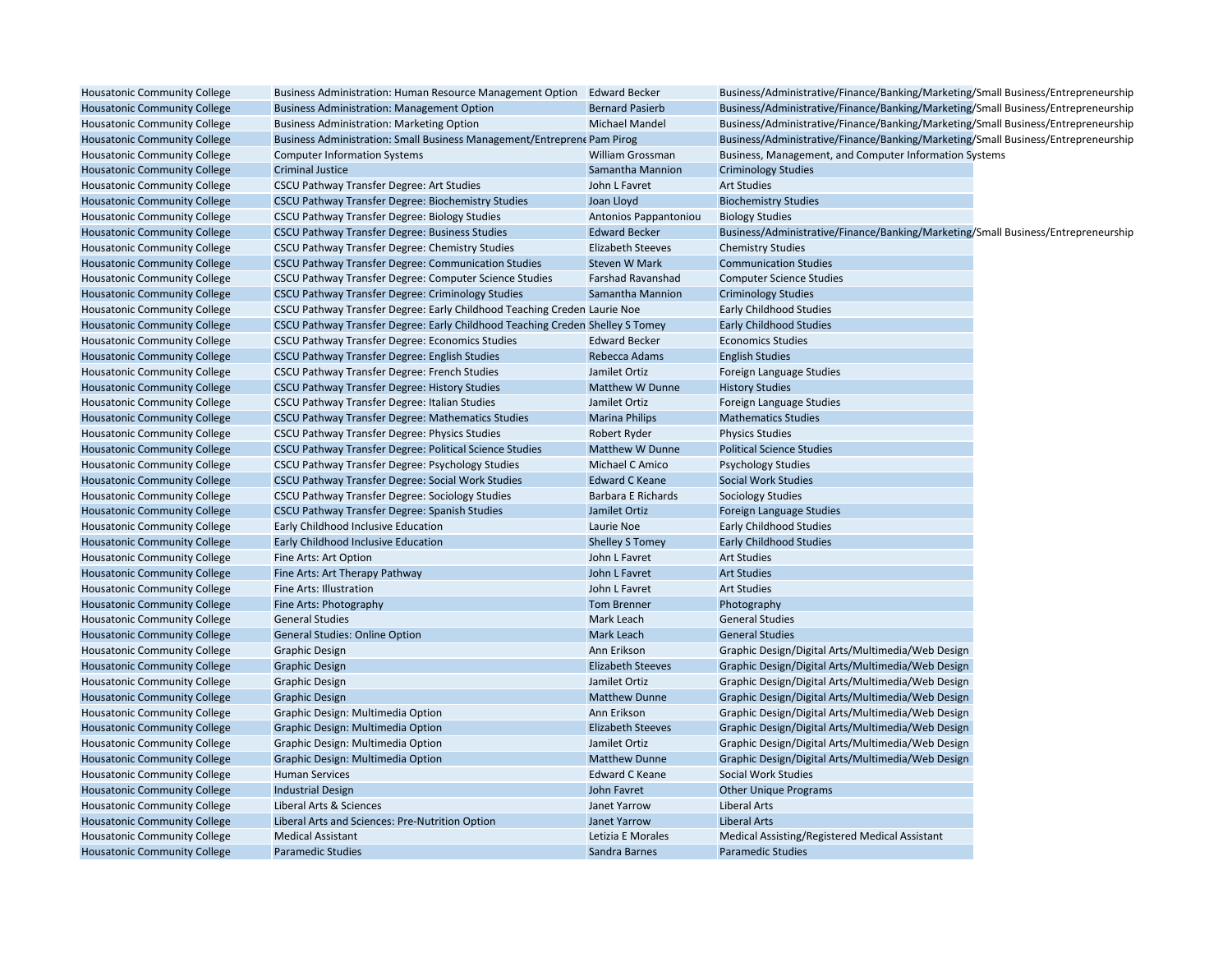| | | | |
|---|---|---|---|
| Housatonic Community College | Business Administration: Human Resource Management Option | Edward Becker | Business/Administrative/Finance/Banking/Marketing/Small Business/Entrepreneurship |
| Housatonic Community College | Business Administration: Management Option | Bernard Pasierb | Business/Administrative/Finance/Banking/Marketing/Small Business/Entrepreneurship |
| Housatonic Community College | Business Administration: Marketing Option | Michael Mandel | Business/Administrative/Finance/Banking/Marketing/Small Business/Entrepreneurship |
| Housatonic Community College | Business Administration: Small Business Management/Entrepreneı | Pam Pirog | Business/Administrative/Finance/Banking/Marketing/Small Business/Entrepreneurship |
| Housatonic Community College | Computer Information Systems | William Grossman | Business, Management, and Computer Information Systems |
| Housatonic Community College | Criminal Justice | Samantha Mannion | Criminology Studies |
| Housatonic Community College | CSCU Pathway Transfer Degree: Art Studies | John L Favret | Art Studies |
| Housatonic Community College | CSCU Pathway Transfer Degree: Biochemistry Studies | Joan Lloyd | Biochemistry Studies |
| Housatonic Community College | CSCU Pathway Transfer Degree: Biology Studies | Antonios Pappantoniou | Biology Studies |
| Housatonic Community College | CSCU Pathway Transfer Degree: Business Studies | Edward Becker | Business/Administrative/Finance/Banking/Marketing/Small Business/Entrepreneurship |
| Housatonic Community College | CSCU Pathway Transfer Degree: Chemistry Studies | Elizabeth Steeves | Chemistry Studies |
| Housatonic Community College | CSCU Pathway Transfer Degree: Communication Studies | Steven W Mark | Communication Studies |
| Housatonic Community College | CSCU Pathway Transfer Degree: Computer Science Studies | Farshad Ravanshad | Computer Science Studies |
| Housatonic Community College | CSCU Pathway Transfer Degree: Criminology Studies | Samantha Mannion | Criminology Studies |
| Housatonic Community College | CSCU Pathway Transfer Degree: Early Childhood Teaching Creden | Laurie Noe | Early Childhood Studies |
| Housatonic Community College | CSCU Pathway Transfer Degree: Early Childhood Teaching Creden | Shelley S Tomey | Early Childhood Studies |
| Housatonic Community College | CSCU Pathway Transfer Degree: Economics Studies | Edward Becker | Economics Studies |
| Housatonic Community College | CSCU Pathway Transfer Degree: English Studies | Rebecca Adams | English Studies |
| Housatonic Community College | CSCU Pathway Transfer Degree: French Studies | Jamilet Ortiz | Foreign Language Studies |
| Housatonic Community College | CSCU Pathway Transfer Degree: History Studies | Matthew W Dunne | History Studies |
| Housatonic Community College | CSCU Pathway Transfer Degree: Italian Studies | Jamilet Ortiz | Foreign Language Studies |
| Housatonic Community College | CSCU Pathway Transfer Degree: Mathematics Studies | Marina Philips | Mathematics Studies |
| Housatonic Community College | CSCU Pathway Transfer Degree: Physics Studies | Robert Ryder | Physics Studies |
| Housatonic Community College | CSCU Pathway Transfer Degree: Political Science Studies | Matthew W Dunne | Political Science Studies |
| Housatonic Community College | CSCU Pathway Transfer Degree: Psychology Studies | Michael C Amico | Psychology Studies |
| Housatonic Community College | CSCU Pathway Transfer Degree: Social Work Studies | Edward C Keane | Social Work Studies |
| Housatonic Community College | CSCU Pathway Transfer Degree: Sociology Studies | Barbara E Richards | Sociology Studies |
| Housatonic Community College | CSCU Pathway Transfer Degree: Spanish Studies | Jamilet Ortiz | Foreign Language Studies |
| Housatonic Community College | Early Childhood Inclusive Education | Laurie Noe | Early Childhood Studies |
| Housatonic Community College | Early Childhood Inclusive Education | Shelley S Tomey | Early Childhood Studies |
| Housatonic Community College | Fine Arts: Art Option | John L Favret | Art Studies |
| Housatonic Community College | Fine Arts: Art Therapy Pathway | John L Favret | Art Studies |
| Housatonic Community College | Fine Arts: Illustration | John L Favret | Art Studies |
| Housatonic Community College | Fine Arts: Photography | Tom Brenner | Photography |
| Housatonic Community College | General Studies | Mark Leach | General Studies |
| Housatonic Community College | General Studies: Online Option | Mark Leach | General Studies |
| Housatonic Community College | Graphic Design | Ann Erikson | Graphic Design/Digital Arts/Multimedia/Web Design |
| Housatonic Community College | Graphic Design | Elizabeth Steeves | Graphic Design/Digital Arts/Multimedia/Web Design |
| Housatonic Community College | Graphic Design | Jamilet Ortiz | Graphic Design/Digital Arts/Multimedia/Web Design |
| Housatonic Community College | Graphic Design | Matthew Dunne | Graphic Design/Digital Arts/Multimedia/Web Design |
| Housatonic Community College | Graphic Design: Multimedia Option | Ann Erikson | Graphic Design/Digital Arts/Multimedia/Web Design |
| Housatonic Community College | Graphic Design: Multimedia Option | Elizabeth Steeves | Graphic Design/Digital Arts/Multimedia/Web Design |
| Housatonic Community College | Graphic Design: Multimedia Option | Jamilet Ortiz | Graphic Design/Digital Arts/Multimedia/Web Design |
| Housatonic Community College | Graphic Design: Multimedia Option | Matthew Dunne | Graphic Design/Digital Arts/Multimedia/Web Design |
| Housatonic Community College | Human Services | Edward C Keane | Social Work Studies |
| Housatonic Community College | Industrial Design | John Favret | Other Unique Programs |
| Housatonic Community College | Liberal Arts & Sciences | Janet Yarrow | Liberal Arts |
| Housatonic Community College | Liberal Arts and Sciences: Pre-Nutrition Option | Janet Yarrow | Liberal Arts |
| Housatonic Community College | Medical Assistant | Letizia E Morales | Medical Assisting/Registered Medical Assistant |
| Housatonic Community College | Paramedic Studies | Sandra Barnes | Paramedic Studies |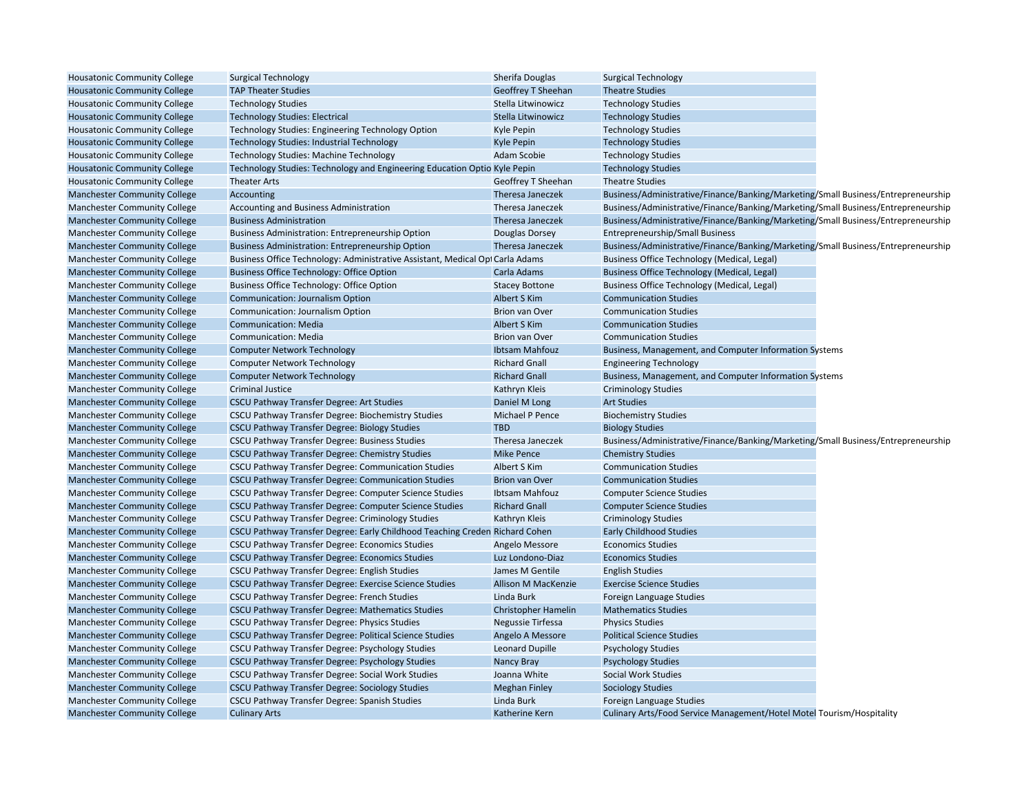| | | | |
|---|---|---|---|
| Housatonic Community College | Surgical Technology | Sherifa Douglas | Surgical Technology |
| Housatonic Community College | TAP Theater Studies | Geoffrey T Sheehan | Theatre Studies |
| Housatonic Community College | Technology Studies | Stella Litwinowicz | Technology Studies |
| Housatonic Community College | Technology Studies: Electrical | Stella Litwinowicz | Technology Studies |
| Housatonic Community College | Technology Studies: Engineering Technology Option | Kyle Pepin | Technology Studies |
| Housatonic Community College | Technology Studies: Industrial Technology | Kyle Pepin | Technology Studies |
| Housatonic Community College | Technology Studies: Machine Technology | Adam Scobie | Technology Studies |
| Housatonic Community College | Technology Studies: Technology and Engineering Education Optio | Kyle Pepin | Technology Studies |
| Housatonic Community College | Theater Arts | Geoffrey T Sheehan | Theatre Studies |
| Manchester Community College | Accounting | Theresa Janeczek | Business/Administrative/Finance/Banking/Marketing/Small Business/Entrepreneurship |
| Manchester Community College | Accounting and Business Administration | Theresa Janeczek | Business/Administrative/Finance/Banking/Marketing/Small Business/Entrepreneurship |
| Manchester Community College | Business Administration | Theresa Janeczek | Business/Administrative/Finance/Banking/Marketing/Small Business/Entrepreneurship |
| Manchester Community College | Business Administration: Entrepreneurship Option | Douglas Dorsey | Entrepreneurship/Small Business |
| Manchester Community College | Business Administration: Entrepreneurship Option | Theresa Janeczek | Business/Administrative/Finance/Banking/Marketing/Small Business/Entrepreneurship |
| Manchester Community College | Business Office Technology: Administrative Assistant, Medical Opt | Carla Adams | Business Office Technology (Medical, Legal) |
| Manchester Community College | Business Office Technology: Office Option | Carla Adams | Business Office Technology (Medical, Legal) |
| Manchester Community College | Business Office Technology: Office Option | Stacey Bottone | Business Office Technology (Medical, Legal) |
| Manchester Community College | Communication: Journalism Option | Albert S Kim | Communication Studies |
| Manchester Community College | Communication: Journalism Option | Brion van Over | Communication Studies |
| Manchester Community College | Communication: Media | Albert S Kim | Communication Studies |
| Manchester Community College | Communication: Media | Brion van Over | Communication Studies |
| Manchester Community College | Computer Network Technology | Ibtsam Mahfouz | Business, Management, and Computer Information Systems |
| Manchester Community College | Computer Network Technology | Richard Gnall | Engineering Technology |
| Manchester Community College | Computer Network Technology | Richard Gnall | Business, Management, and Computer Information Systems |
| Manchester Community College | Criminal Justice | Kathryn Kleis | Criminology Studies |
| Manchester Community College | CSCU Pathway Transfer Degree: Art Studies | Daniel M Long | Art Studies |
| Manchester Community College | CSCU Pathway Transfer Degree: Biochemistry Studies | Michael P Pence | Biochemistry Studies |
| Manchester Community College | CSCU Pathway Transfer Degree: Biology Studies | TBD | Biology Studies |
| Manchester Community College | CSCU Pathway Transfer Degree: Business Studies | Theresa Janeczek | Business/Administrative/Finance/Banking/Marketing/Small Business/Entrepreneurship |
| Manchester Community College | CSCU Pathway Transfer Degree: Chemistry Studies | Mike Pence | Chemistry Studies |
| Manchester Community College | CSCU Pathway Transfer Degree: Communication Studies | Albert S Kim | Communication Studies |
| Manchester Community College | CSCU Pathway Transfer Degree: Communication Studies | Brion van Over | Communication Studies |
| Manchester Community College | CSCU Pathway Transfer Degree: Computer Science Studies | Ibtsam Mahfouz | Computer Science Studies |
| Manchester Community College | CSCU Pathway Transfer Degree: Computer Science Studies | Richard Gnall | Computer Science Studies |
| Manchester Community College | CSCU Pathway Transfer Degree: Criminology Studies | Kathryn Kleis | Criminology Studies |
| Manchester Community College | CSCU Pathway Transfer Degree: Early Childhood Teaching Creden | Richard Cohen | Early Childhood Studies |
| Manchester Community College | CSCU Pathway Transfer Degree: Economics Studies | Angelo Messore | Economics Studies |
| Manchester Community College | CSCU Pathway Transfer Degree: Economics Studies | Luz Londono-Diaz | Economics Studies |
| Manchester Community College | CSCU Pathway Transfer Degree: English Studies | James M Gentile | English Studies |
| Manchester Community College | CSCU Pathway Transfer Degree: Exercise Science Studies | Allison M MacKenzie | Exercise Science Studies |
| Manchester Community College | CSCU Pathway Transfer Degree: French Studies | Linda Burk | Foreign Language Studies |
| Manchester Community College | CSCU Pathway Transfer Degree: Mathematics Studies | Christopher Hamelin | Mathematics Studies |
| Manchester Community College | CSCU Pathway Transfer Degree: Physics Studies | Negussie Tirfessa | Physics Studies |
| Manchester Community College | CSCU Pathway Transfer Degree: Political Science Studies | Angelo A Messore | Political Science Studies |
| Manchester Community College | CSCU Pathway Transfer Degree: Psychology Studies | Leonard Dupille | Psychology Studies |
| Manchester Community College | CSCU Pathway Transfer Degree: Psychology Studies | Nancy Bray | Psychology Studies |
| Manchester Community College | CSCU Pathway Transfer Degree: Social Work Studies | Joanna White | Social Work Studies |
| Manchester Community College | CSCU Pathway Transfer Degree: Sociology Studies | Meghan Finley | Sociology Studies |
| Manchester Community College | CSCU Pathway Transfer Degree: Spanish Studies | Linda Burk | Foreign Language Studies |
| Manchester Community College | Culinary Arts | Katherine Kern | Culinary Arts/Food Service Management/Hotel Motel Tourism/Hospitality |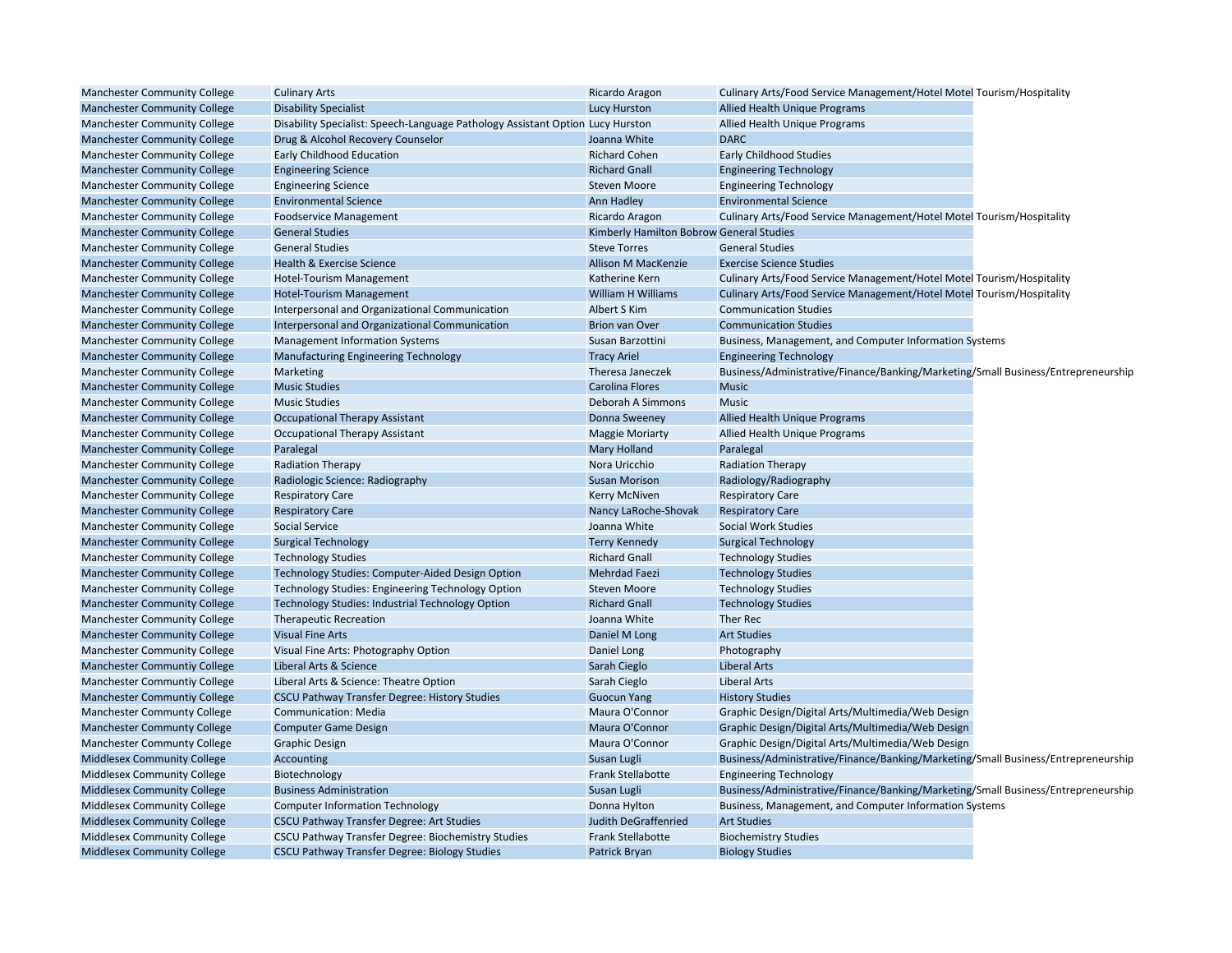| | | | |
|---|---|---|---|
| Manchester Community College | Culinary Arts | Ricardo Aragon | Culinary Arts/Food Service Management/Hotel Motel Tourism/Hospitality |
| Manchester Community College | Disability Specialist | Lucy Hurston | Allied Health Unique Programs |
| Manchester Community College | Disability Specialist: Speech-Language Pathology Assistant Option | Lucy Hurston | Allied Health Unique Programs |
| Manchester Community College | Drug & Alcohol Recovery Counselor | Joanna White | DARC |
| Manchester Community College | Early Childhood Education | Richard Cohen | Early Childhood Studies |
| Manchester Community College | Engineering Science | Richard Gnall | Engineering Technology |
| Manchester Community College | Engineering Science | Steven Moore | Engineering Technology |
| Manchester Community College | Environmental Science | Ann Hadley | Environmental Science |
| Manchester Community College | Foodservice Management | Ricardo Aragon | Culinary Arts/Food Service Management/Hotel Motel Tourism/Hospitality |
| Manchester Community College | General Studies | Kimberly Hamilton Bobrow | General Studies |
| Manchester Community College | General Studies | Steve Torres | General Studies |
| Manchester Community College | Health & Exercise Science | Allison M MacKenzie | Exercise Science Studies |
| Manchester Community College | Hotel-Tourism Management | Katherine Kern | Culinary Arts/Food Service Management/Hotel Motel Tourism/Hospitality |
| Manchester Community College | Hotel-Tourism Management | William H Williams | Culinary Arts/Food Service Management/Hotel Motel Tourism/Hospitality |
| Manchester Community College | Interpersonal and Organizational Communication | Albert S Kim | Communication Studies |
| Manchester Community College | Interpersonal and Organizational Communication | Brion van Over | Communication Studies |
| Manchester Community College | Management Information Systems | Susan Barzottini | Business, Management, and Computer Information Systems |
| Manchester Community College | Manufacturing Engineering Technology | Tracy Ariel | Engineering Technology |
| Manchester Community College | Marketing | Theresa Janeczek | Business/Administrative/Finance/Banking/Marketing/Small Business/Entrepreneurship |
| Manchester Community College | Music Studies | Carolina Flores | Music |
| Manchester Community College | Music Studies | Deborah A Simmons | Music |
| Manchester Community College | Occupational Therapy Assistant | Donna Sweeney | Allied Health Unique Programs |
| Manchester Community College | Occupational Therapy Assistant | Maggie Moriarty | Allied Health Unique Programs |
| Manchester Community College | Paralegal | Mary Holland | Paralegal |
| Manchester Community College | Radiation Therapy | Nora Uricchio | Radiation Therapy |
| Manchester Community College | Radiologic Science: Radiography | Susan Morison | Radiology/Radiography |
| Manchester Community College | Respiratory Care | Kerry McNiven | Respiratory Care |
| Manchester Community College | Respiratory Care | Nancy LaRoche-Shovak | Respiratory Care |
| Manchester Community College | Social Service | Joanna White | Social Work Studies |
| Manchester Community College | Surgical Technology | Terry Kennedy | Surgical Technology |
| Manchester Community College | Technology Studies | Richard Gnall | Technology Studies |
| Manchester Community College | Technology Studies: Computer-Aided Design Option | Mehrdad Faezi | Technology Studies |
| Manchester Community College | Technology Studies: Engineering Technology Option | Steven Moore | Technology Studies |
| Manchester Community College | Technology Studies: Industrial Technology Option | Richard Gnall | Technology Studies |
| Manchester Community College | Therapeutic Recreation | Joanna White | Ther Rec |
| Manchester Community College | Visual Fine Arts | Daniel M Long | Art Studies |
| Manchester Community College | Visual Fine Arts: Photography Option | Daniel Long | Photography |
| Manchester Communtiy College | Liberal Arts & Science | Sarah Cieglo | Liberal Arts |
| Manchester Communtiy College | Liberal Arts & Science: Theatre Option | Sarah Cieglo | Liberal Arts |
| Manchester Communtiy College | CSCU Pathway Transfer Degree: History Studies | Guocun Yang | History Studies |
| Manchester Communty College | Communication: Media | Maura O'Connor | Graphic Design/Digital Arts/Multimedia/Web Design |
| Manchester Communty College | Computer Game Design | Maura O'Connor | Graphic Design/Digital Arts/Multimedia/Web Design |
| Manchester Communty College | Graphic Design | Maura O'Connor | Graphic Design/Digital Arts/Multimedia/Web Design |
| Middlesex Community College | Accounting | Susan Lugli | Business/Administrative/Finance/Banking/Marketing/Small Business/Entrepreneurship |
| Middlesex Community College | Biotechnology | Frank Stellabotte | Engineering Technology |
| Middlesex Community College | Business Administration | Susan Lugli | Business/Administrative/Finance/Banking/Marketing/Small Business/Entrepreneurship |
| Middlesex Community College | Computer Information Technology | Donna Hylton | Business, Management, and Computer Information Systems |
| Middlesex Community College | CSCU Pathway Transfer Degree: Art Studies | Judith DeGraffenried | Art Studies |
| Middlesex Community College | CSCU Pathway Transfer Degree: Biochemistry Studies | Frank Stellabotte | Biochemistry Studies |
| Middlesex Community College | CSCU Pathway Transfer Degree: Biology Studies | Patrick Bryan | Biology Studies |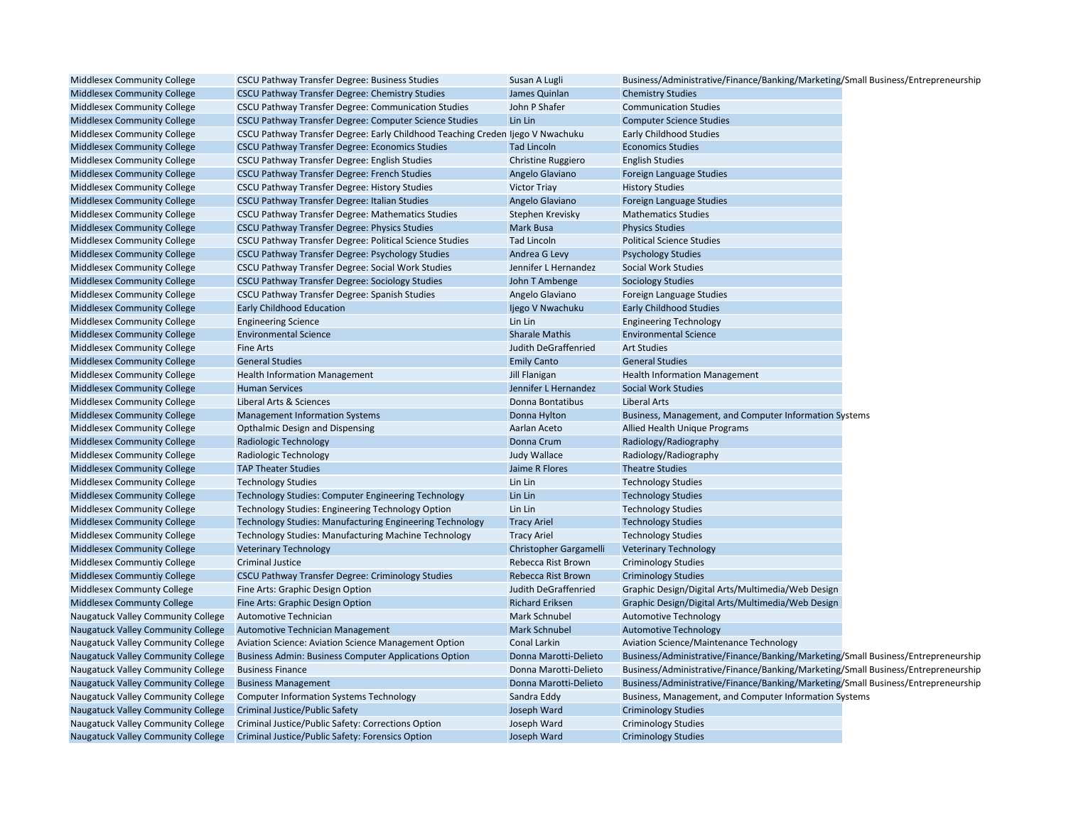| | | | |
|---|---|---|---|
| Middlesex Community College | CSCU Pathway Transfer Degree: Business Studies | Susan A Lugli | Business/Administrative/Finance/Banking/Marketing/Small Business/Entrepreneurship |
| Middlesex Community College | CSCU Pathway Transfer Degree: Chemistry Studies | James Quinlan | Chemistry Studies |
| Middlesex Community College | CSCU Pathway Transfer Degree: Communication Studies | John P Shafer | Communication Studies |
| Middlesex Community College | CSCU Pathway Transfer Degree: Computer Science Studies | Lin Lin | Computer Science Studies |
| Middlesex Community College | CSCU Pathway Transfer Degree: Early Childhood Teaching Creden | Ijego V Nwachuku | Early Childhood Studies |
| Middlesex Community College | CSCU Pathway Transfer Degree: Economics Studies | Tad Lincoln | Economics Studies |
| Middlesex Community College | CSCU Pathway Transfer Degree: English Studies | Christine Ruggiero | English Studies |
| Middlesex Community College | CSCU Pathway Transfer Degree: French Studies | Angelo Glaviano | Foreign Language Studies |
| Middlesex Community College | CSCU Pathway Transfer Degree: History Studies | Victor Triay | History Studies |
| Middlesex Community College | CSCU Pathway Transfer Degree: Italian Studies | Angelo Glaviano | Foreign Language Studies |
| Middlesex Community College | CSCU Pathway Transfer Degree: Mathematics Studies | Stephen Krevisky | Mathematics Studies |
| Middlesex Community College | CSCU Pathway Transfer Degree: Physics Studies | Mark Busa | Physics Studies |
| Middlesex Community College | CSCU Pathway Transfer Degree: Political Science Studies | Tad Lincoln | Political Science Studies |
| Middlesex Community College | CSCU Pathway Transfer Degree: Psychology Studies | Andrea G Levy | Psychology Studies |
| Middlesex Community College | CSCU Pathway Transfer Degree: Social Work Studies | Jennifer L Hernandez | Social Work Studies |
| Middlesex Community College | CSCU Pathway Transfer Degree: Sociology Studies | John T Ambenge | Sociology Studies |
| Middlesex Community College | CSCU Pathway Transfer Degree: Spanish Studies | Angelo Glaviano | Foreign Language Studies |
| Middlesex Community College | Early Childhood Education | Ijego V Nwachuku | Early Childhood Studies |
| Middlesex Community College | Engineering Science | Lin Lin | Engineering Technology |
| Middlesex Community College | Environmental Science | Sharale Mathis | Environmental Science |
| Middlesex Community College | Fine Arts | Judith DeGraffenried | Art Studies |
| Middlesex Community College | General Studies | Emily Canto | General Studies |
| Middlesex Community College | Health Information Management | Jill Flanigan | Health Information Management |
| Middlesex Community College | Human Services | Jennifer L Hernandez | Social Work Studies |
| Middlesex Community College | Liberal Arts & Sciences | Donna Bontatibus | Liberal Arts |
| Middlesex Community College | Management Information Systems | Donna Hylton | Business, Management, and Computer Information Systems |
| Middlesex Community College | Opthalmic Design and Dispensing | Aarlan Aceto | Allied Health Unique Programs |
| Middlesex Community College | Radiologic Technology | Donna Crum | Radiology/Radiography |
| Middlesex Community College | Radiologic Technology | Judy Wallace | Radiology/Radiography |
| Middlesex Community College | TAP Theater Studies | Jaime R Flores | Theatre Studies |
| Middlesex Community College | Technology Studies | Lin Lin | Technology Studies |
| Middlesex Community College | Technology Studies: Computer Engineering Technology | Lin Lin | Technology Studies |
| Middlesex Community College | Technology Studies: Engineering Technology Option | Lin Lin | Technology Studies |
| Middlesex Community College | Technology Studies: Manufacturing Engineering Technology | Tracy Ariel | Technology Studies |
| Middlesex Community College | Technology Studies: Manufacturing Machine Technology | Tracy Ariel | Technology Studies |
| Middlesex Community College | Veterinary Technology | Christopher Gargamelli | Veterinary Technology |
| Middlesex Communtiy College | Criminal Justice | Rebecca Rist Brown | Criminology Studies |
| Middlesex Communtiy College | CSCU Pathway Transfer Degree: Criminology Studies | Rebecca Rist Brown | Criminology Studies |
| Middlesex Communty College | Fine Arts: Graphic Design Option | Judith DeGraffenried | Graphic Design/Digital Arts/Multimedia/Web Design |
| Middlesex Communty College | Fine Arts: Graphic Design Option | Richard Eriksen | Graphic Design/Digital Arts/Multimedia/Web Design |
| Naugatuck Valley Community College | Automotive Technician | Mark Schnubel | Automotive Technology |
| Naugatuck Valley Community College | Automotive Technician Management | Mark Schnubel | Automotive Technology |
| Naugatuck Valley Community College | Aviation Science: Aviation Science Management Option | Conal Larkin | Aviation Science/Maintenance Technology |
| Naugatuck Valley Community College | Business Admin: Business Computer Applications Option | Donna Marotti-Delieto | Business/Administrative/Finance/Banking/Marketing/Small Business/Entrepreneurship |
| Naugatuck Valley Community College | Business Finance | Donna Marotti-Delieto | Business/Administrative/Finance/Banking/Marketing/Small Business/Entrepreneurship |
| Naugatuck Valley Community College | Business Management | Donna Marotti-Delieto | Business/Administrative/Finance/Banking/Marketing/Small Business/Entrepreneurship |
| Naugatuck Valley Community College | Computer Information Systems Technology | Sandra Eddy | Business, Management, and Computer Information Systems |
| Naugatuck Valley Community College | Criminal Justice/Public Safety | Joseph Ward | Criminology Studies |
| Naugatuck Valley Community College | Criminal Justice/Public Safety: Corrections Option | Joseph Ward | Criminology Studies |
| Naugatuck Valley Community College | Criminal Justice/Public Safety: Forensics Option | Joseph Ward | Criminology Studies |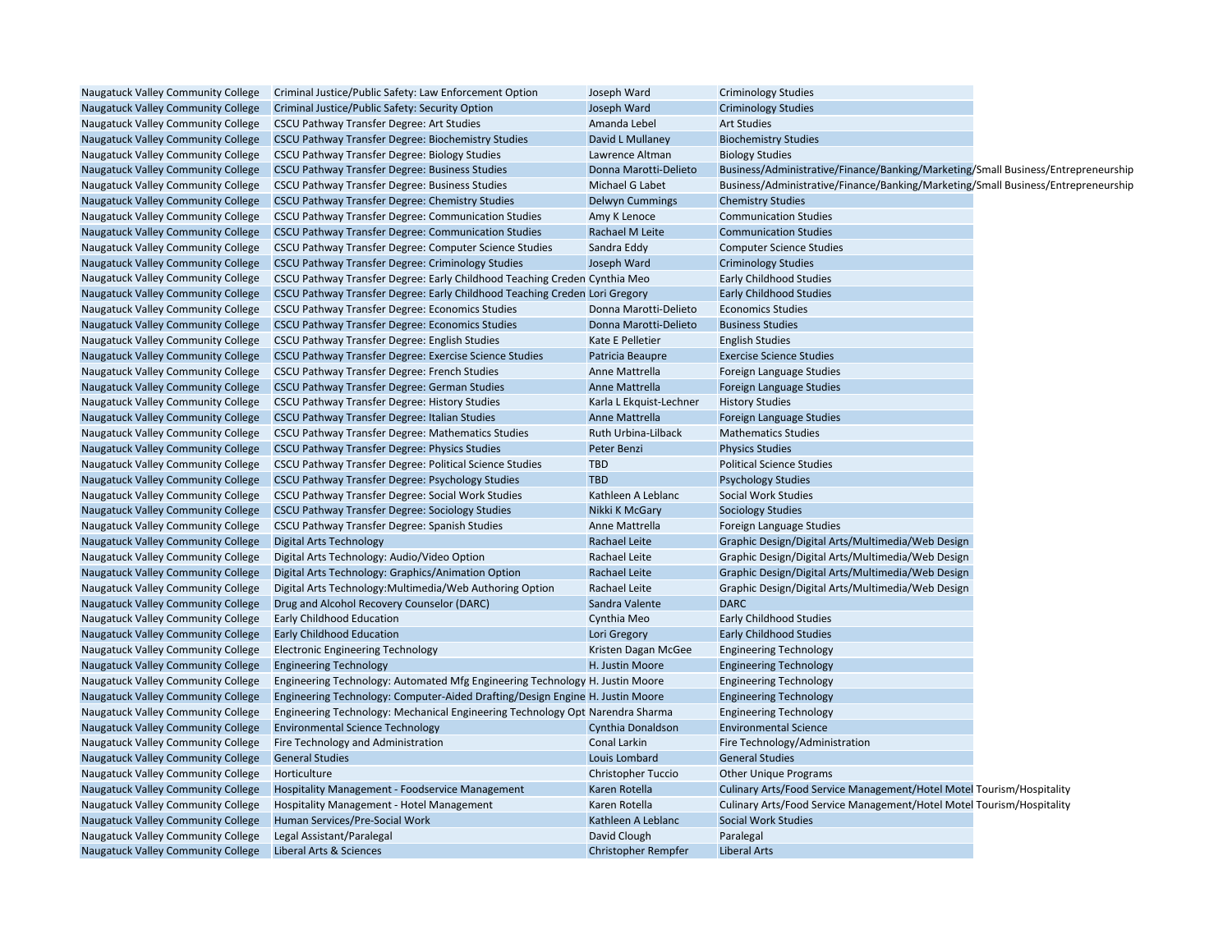| | | | |
|---|---|---|---|
| Naugatuck Valley Community College | Criminal Justice/Public Safety: Law Enforcement Option | Joseph Ward | Criminology Studies |
| Naugatuck Valley Community College | Criminal Justice/Public Safety: Security Option | Joseph Ward | Criminology Studies |
| Naugatuck Valley Community College | CSCU Pathway Transfer Degree: Art Studies | Amanda Lebel | Art Studies |
| Naugatuck Valley Community College | CSCU Pathway Transfer Degree: Biochemistry Studies | David L Mullaney | Biochemistry Studies |
| Naugatuck Valley Community College | CSCU Pathway Transfer Degree: Biology Studies | Lawrence Altman | Biology Studies |
| Naugatuck Valley Community College | CSCU Pathway Transfer Degree: Business Studies | Donna Marotti-Delieto | Business/Administrative/Finance/Banking/Marketing/Small Business/Entrepreneurship |
| Naugatuck Valley Community College | CSCU Pathway Transfer Degree: Business Studies | Michael G Labet | Business/Administrative/Finance/Banking/Marketing/Small Business/Entrepreneurship |
| Naugatuck Valley Community College | CSCU Pathway Transfer Degree: Chemistry Studies | Delwyn Cummings | Chemistry Studies |
| Naugatuck Valley Community College | CSCU Pathway Transfer Degree: Communication Studies | Amy K Lenoce | Communication Studies |
| Naugatuck Valley Community College | CSCU Pathway Transfer Degree: Communication Studies | Rachael M Leite | Communication Studies |
| Naugatuck Valley Community College | CSCU Pathway Transfer Degree: Computer Science Studies | Sandra Eddy | Computer Science Studies |
| Naugatuck Valley Community College | CSCU Pathway Transfer Degree: Criminology Studies | Joseph Ward | Criminology Studies |
| Naugatuck Valley Community College | CSCU Pathway Transfer Degree: Early Childhood Teaching Creden | Cynthia Meo | Early Childhood Studies |
| Naugatuck Valley Community College | CSCU Pathway Transfer Degree: Early Childhood Teaching Creden | Lori Gregory | Early Childhood Studies |
| Naugatuck Valley Community College | CSCU Pathway Transfer Degree: Economics Studies | Donna Marotti-Delieto | Economics Studies |
| Naugatuck Valley Community College | CSCU Pathway Transfer Degree: Economics Studies | Donna Marotti-Delieto | Business Studies |
| Naugatuck Valley Community College | CSCU Pathway Transfer Degree: English Studies | Kate E Pelletier | English Studies |
| Naugatuck Valley Community College | CSCU Pathway Transfer Degree: Exercise Science Studies | Patricia Beaupre | Exercise Science Studies |
| Naugatuck Valley Community College | CSCU Pathway Transfer Degree: French Studies | Anne Mattrella | Foreign Language Studies |
| Naugatuck Valley Community College | CSCU Pathway Transfer Degree: German Studies | Anne Mattrella | Foreign Language Studies |
| Naugatuck Valley Community College | CSCU Pathway Transfer Degree: History Studies | Karla L Ekquist-Lechner | History Studies |
| Naugatuck Valley Community College | CSCU Pathway Transfer Degree: Italian Studies | Anne Mattrella | Foreign Language Studies |
| Naugatuck Valley Community College | CSCU Pathway Transfer Degree: Mathematics Studies | Ruth Urbina-Lilback | Mathematics Studies |
| Naugatuck Valley Community College | CSCU Pathway Transfer Degree: Physics Studies | Peter Benzi | Physics Studies |
| Naugatuck Valley Community College | CSCU Pathway Transfer Degree: Political Science Studies | TBD | Political Science Studies |
| Naugatuck Valley Community College | CSCU Pathway Transfer Degree: Psychology Studies | TBD | Psychology Studies |
| Naugatuck Valley Community College | CSCU Pathway Transfer Degree: Social Work Studies | Kathleen A Leblanc | Social Work Studies |
| Naugatuck Valley Community College | CSCU Pathway Transfer Degree: Sociology Studies | Nikki K McGary | Sociology Studies |
| Naugatuck Valley Community College | CSCU Pathway Transfer Degree: Spanish Studies | Anne Mattrella | Foreign Language Studies |
| Naugatuck Valley Community College | Digital Arts Technology | Rachael Leite | Graphic Design/Digital Arts/Multimedia/Web Design |
| Naugatuck Valley Community College | Digital Arts Technology: Audio/Video Option | Rachael Leite | Graphic Design/Digital Arts/Multimedia/Web Design |
| Naugatuck Valley Community College | Digital Arts Technology: Graphics/Animation Option | Rachael Leite | Graphic Design/Digital Arts/Multimedia/Web Design |
| Naugatuck Valley Community College | Digital Arts Technology:Multimedia/Web Authoring Option | Rachael Leite | Graphic Design/Digital Arts/Multimedia/Web Design |
| Naugatuck Valley Community College | Drug and Alcohol Recovery Counselor (DARC) | Sandra Valente | DARC |
| Naugatuck Valley Community College | Early Childhood Education | Cynthia Meo | Early Childhood Studies |
| Naugatuck Valley Community College | Early Childhood Education | Lori Gregory | Early Childhood Studies |
| Naugatuck Valley Community College | Electronic Engineering Technology | Kristen Dagan McGee | Engineering Technology |
| Naugatuck Valley Community College | Engineering Technology | H. Justin Moore | Engineering Technology |
| Naugatuck Valley Community College | Engineering Technology: Automated Mfg Engineering Technology | H. Justin Moore | Engineering Technology |
| Naugatuck Valley Community College | Engineering Technology: Computer-Aided Drafting/Design Engine | H. Justin Moore | Engineering Technology |
| Naugatuck Valley Community College | Engineering Technology: Mechanical Engineering Technology Opt | Narendra Sharma | Engineering Technology |
| Naugatuck Valley Community College | Environmental Science Technology | Cynthia Donaldson | Environmental Science |
| Naugatuck Valley Community College | Fire Technology and Administration | Conal Larkin | Fire Technology/Administration |
| Naugatuck Valley Community College | General Studies | Louis Lombard | General Studies |
| Naugatuck Valley Community College | Horticulture | Christopher Tuccio | Other Unique Programs |
| Naugatuck Valley Community College | Hospitality Management - Foodservice Management | Karen Rotella | Culinary Arts/Food Service Management/Hotel Motel Tourism/Hospitality |
| Naugatuck Valley Community College | Hospitality Management - Hotel Management | Karen Rotella | Culinary Arts/Food Service Management/Hotel Motel Tourism/Hospitality |
| Naugatuck Valley Community College | Human Services/Pre-Social Work | Kathleen A Leblanc | Social Work Studies |
| Naugatuck Valley Community College | Legal Assistant/Paralegal | David Clough | Paralegal |
| Naugatuck Valley Community College | Liberal Arts & Sciences | Christopher Rempfer | Liberal Arts |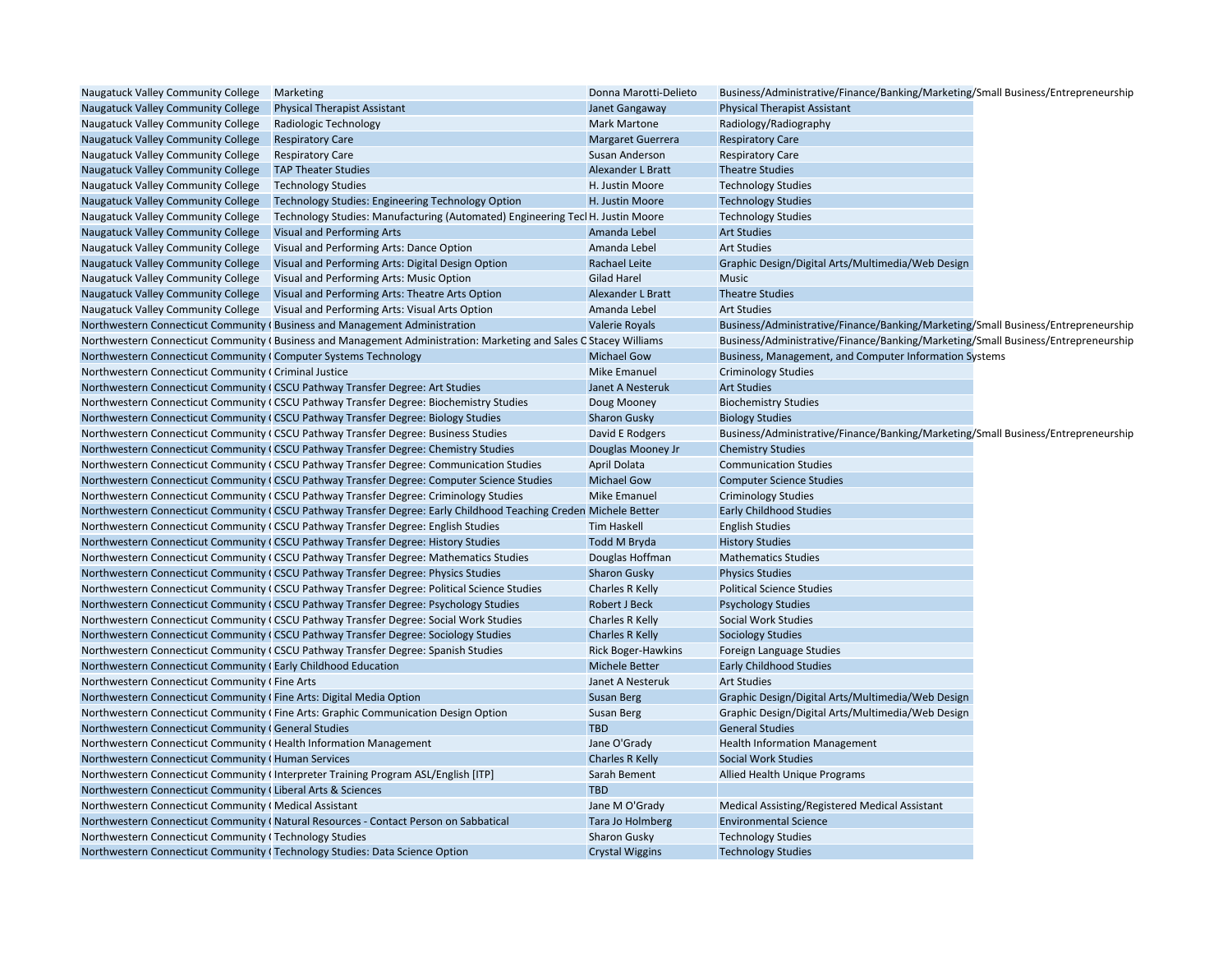| | | | |
|---|---|---|---|
| Naugatuck Valley Community College | Marketing | Donna Marotti-Delieto | Business/Administrative/Finance/Banking/Marketing/Small Business/Entrepreneurship |
| Naugatuck Valley Community College | Physical Therapist Assistant | Janet Gangaway | Physical Therapist Assistant |
| Naugatuck Valley Community College | Radiologic Technology | Mark Martone | Radiology/Radiography |
| Naugatuck Valley Community College | Respiratory Care | Margaret Guerrera | Respiratory Care |
| Naugatuck Valley Community College | Respiratory Care | Susan Anderson | Respiratory Care |
| Naugatuck Valley Community College | TAP Theater Studies | Alexander L Bratt | Theatre Studies |
| Naugatuck Valley Community College | Technology Studies | H. Justin Moore | Technology Studies |
| Naugatuck Valley Community College | Technology Studies: Engineering Technology Option | H. Justin Moore | Technology Studies |
| Naugatuck Valley Community College | Technology Studies: Manufacturing (Automated) Engineering Tecl | H. Justin Moore | Technology Studies |
| Naugatuck Valley Community College | Visual and Performing Arts | Amanda Lebel | Art Studies |
| Naugatuck Valley Community College | Visual and Performing Arts: Dance Option | Amanda Lebel | Art Studies |
| Naugatuck Valley Community College | Visual and Performing Arts: Digital Design Option | Rachael Leite | Graphic Design/Digital Arts/Multimedia/Web Design |
| Naugatuck Valley Community College | Visual and Performing Arts: Music Option | Gilad Harel | Music |
| Naugatuck Valley Community College | Visual and Performing Arts: Theatre Arts Option | Alexander L Bratt | Theatre Studies |
| Naugatuck Valley Community College | Visual and Performing Arts: Visual Arts Option | Amanda Lebel | Art Studies |
| Northwestern Connecticut Community ( | Business and Management Administration | Valerie Royals | Business/Administrative/Finance/Banking/Marketing/Small Business/Entrepreneurship |
| Northwestern Connecticut Community ( | Business and Management Administration: Marketing and Sales C | Stacey Williams | Business/Administrative/Finance/Banking/Marketing/Small Business/Entrepreneurship |
| Northwestern Connecticut Community ( | Computer Systems Technology | Michael Gow | Business, Management, and Computer Information Systems |
| Northwestern Connecticut Community ( | Criminal Justice | Mike Emanuel | Criminology Studies |
| Northwestern Connecticut Community ( | CSCU Pathway Transfer Degree: Art Studies | Janet A Nesteruk | Art Studies |
| Northwestern Connecticut Community ( | CSCU Pathway Transfer Degree: Biochemistry Studies | Doug Mooney | Biochemistry Studies |
| Northwestern Connecticut Community ( | CSCU Pathway Transfer Degree: Biology Studies | Sharon Gusky | Biology Studies |
| Northwestern Connecticut Community ( | CSCU Pathway Transfer Degree: Business Studies | David E Rodgers | Business/Administrative/Finance/Banking/Marketing/Small Business/Entrepreneurship |
| Northwestern Connecticut Community ( | CSCU Pathway Transfer Degree: Chemistry Studies | Douglas Mooney Jr | Chemistry Studies |
| Northwestern Connecticut Community ( | CSCU Pathway Transfer Degree: Communication Studies | April Dolata | Communication Studies |
| Northwestern Connecticut Community ( | CSCU Pathway Transfer Degree: Computer Science Studies | Michael Gow | Computer Science Studies |
| Northwestern Connecticut Community ( | CSCU Pathway Transfer Degree: Criminology Studies | Mike Emanuel | Criminology Studies |
| Northwestern Connecticut Community ( | CSCU Pathway Transfer Degree: Early Childhood Teaching Creden | Michele Better | Early Childhood Studies |
| Northwestern Connecticut Community ( | CSCU Pathway Transfer Degree: English Studies | Tim Haskell | English Studies |
| Northwestern Connecticut Community ( | CSCU Pathway Transfer Degree: History Studies | Todd M Bryda | History Studies |
| Northwestern Connecticut Community ( | CSCU Pathway Transfer Degree: Mathematics Studies | Douglas Hoffman | Mathematics Studies |
| Northwestern Connecticut Community ( | CSCU Pathway Transfer Degree: Physics Studies | Sharon Gusky | Physics Studies |
| Northwestern Connecticut Community ( | CSCU Pathway Transfer Degree: Political Science Studies | Charles R Kelly | Political Science Studies |
| Northwestern Connecticut Community ( | CSCU Pathway Transfer Degree: Psychology Studies | Robert J Beck | Psychology Studies |
| Northwestern Connecticut Community ( | CSCU Pathway Transfer Degree: Social Work Studies | Charles R Kelly | Social Work Studies |
| Northwestern Connecticut Community ( | CSCU Pathway Transfer Degree: Sociology Studies | Charles R Kelly | Sociology Studies |
| Northwestern Connecticut Community ( | CSCU Pathway Transfer Degree: Spanish Studies | Rick Boger-Hawkins | Foreign Language Studies |
| Northwestern Connecticut Community ( | Early Childhood Education | Michele Better | Early Childhood Studies |
| Northwestern Connecticut Community ( | Fine Arts | Janet A Nesteruk | Art Studies |
| Northwestern Connecticut Community ( | Fine Arts: Digital Media Option | Susan Berg | Graphic Design/Digital Arts/Multimedia/Web Design |
| Northwestern Connecticut Community ( | Fine Arts: Graphic Communication Design Option | Susan Berg | Graphic Design/Digital Arts/Multimedia/Web Design |
| Northwestern Connecticut Community ( | General Studies | TBD | General Studies |
| Northwestern Connecticut Community ( | Health Information Management | Jane O'Grady | Health Information Management |
| Northwestern Connecticut Community ( | Human Services | Charles R Kelly | Social Work Studies |
| Northwestern Connecticut Community ( | Interpreter Training Program ASL/English [ITP] | Sarah Bement | Allied Health Unique Programs |
| Northwestern Connecticut Community ( | Liberal Arts & Sciences | TBD | |
| Northwestern Connecticut Community ( | Medical Assistant | Jane M O'Grady | Medical Assisting/Registered Medical Assistant |
| Northwestern Connecticut Community ( | Natural Resources - Contact Person on Sabbatical | Tara Jo Holmberg | Environmental Science |
| Northwestern Connecticut Community ( | Technology Studies | Sharon Gusky | Technology Studies |
| Northwestern Connecticut Community ( | Technology Studies: Data Science Option | Crystal Wiggins | Technology Studies |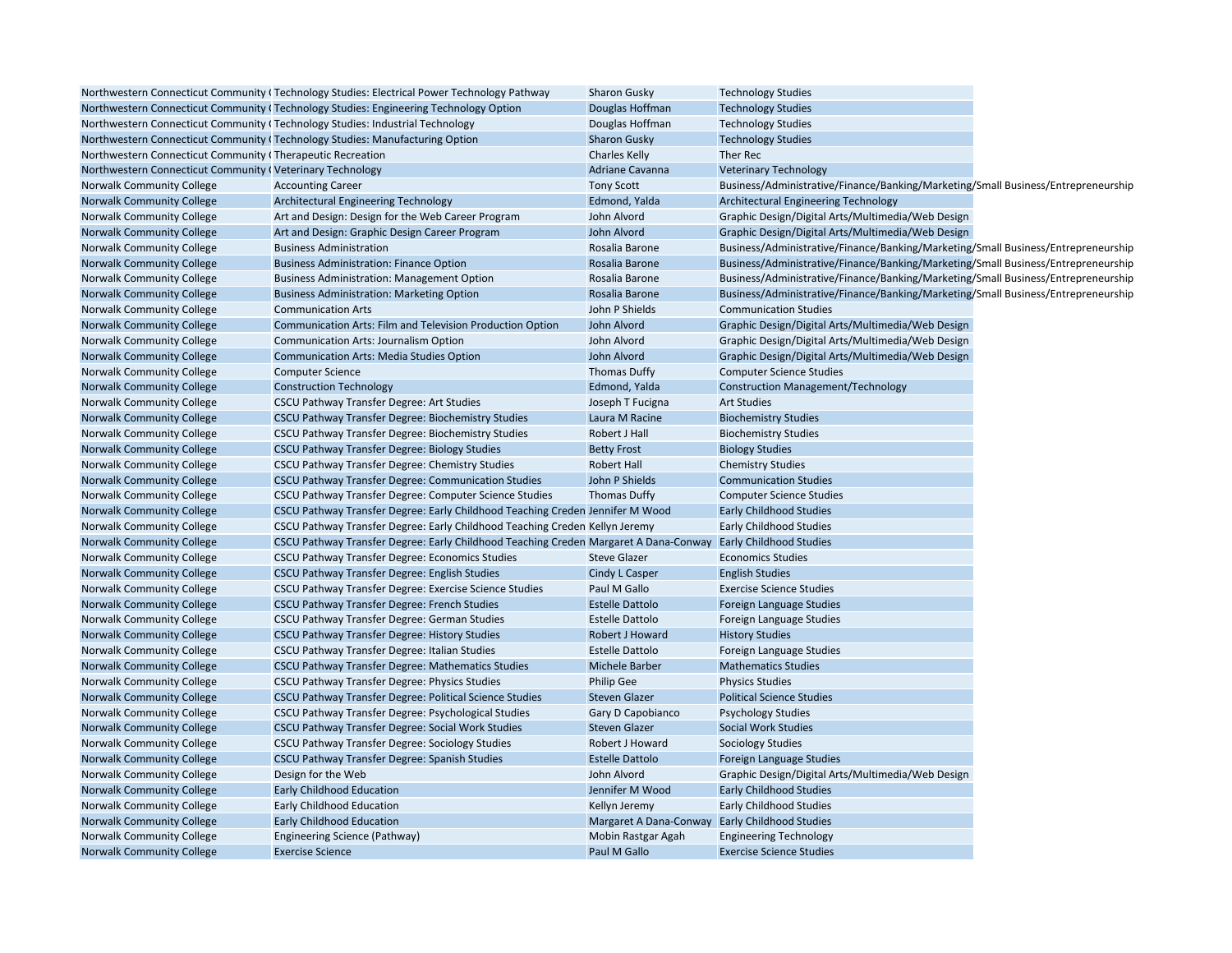| | | | |
|---|---|---|---|
| Northwestern Connecticut Community ( | Technology Studies: Electrical Power Technology Pathway | Sharon Gusky | Technology Studies |
| Northwestern Connecticut Community ( | Technology Studies: Engineering Technology Option | Douglas Hoffman | Technology Studies |
| Northwestern Connecticut Community ( | Technology Studies: Industrial Technology | Douglas Hoffman | Technology Studies |
| Northwestern Connecticut Community ( | Technology Studies: Manufacturing Option | Sharon Gusky | Technology Studies |
| Northwestern Connecticut Community ( | Therapeutic Recreation | Charles Kelly | Ther Rec |
| Northwestern Connecticut Community ( | Veterinary Technology | Adriane Cavanna | Veterinary Technology |
| Norwalk Community College | Accounting Career | Tony Scott | Business/Administrative/Finance/Banking/Marketing/Small Business/Entrepreneurship |
| Norwalk Community College | Architectural Engineering Technology | Edmond, Yalda | Architectural Engineering Technology |
| Norwalk Community College | Art and Design: Design for the Web Career Program | John Alvord | Graphic Design/Digital Arts/Multimedia/Web Design |
| Norwalk Community College | Art and Design: Graphic Design Career Program | John Alvord | Graphic Design/Digital Arts/Multimedia/Web Design |
| Norwalk Community College | Business Administration | Rosalia Barone | Business/Administrative/Finance/Banking/Marketing/Small Business/Entrepreneurship |
| Norwalk Community College | Business Administration: Finance Option | Rosalia Barone | Business/Administrative/Finance/Banking/Marketing/Small Business/Entrepreneurship |
| Norwalk Community College | Business Administration: Management Option | Rosalia Barone | Business/Administrative/Finance/Banking/Marketing/Small Business/Entrepreneurship |
| Norwalk Community College | Business Administration: Marketing Option | Rosalia Barone | Business/Administrative/Finance/Banking/Marketing/Small Business/Entrepreneurship |
| Norwalk Community College | Communication Arts | John P Shields | Communication Studies |
| Norwalk Community College | Communication Arts: Film and Television Production Option | John Alvord | Graphic Design/Digital Arts/Multimedia/Web Design |
| Norwalk Community College | Communication Arts: Journalism Option | John Alvord | Graphic Design/Digital Arts/Multimedia/Web Design |
| Norwalk Community College | Communication Arts: Media Studies Option | John Alvord | Graphic Design/Digital Arts/Multimedia/Web Design |
| Norwalk Community College | Computer Science | Thomas Duffy | Computer Science Studies |
| Norwalk Community College | Construction Technology | Edmond, Yalda | Construction Management/Technology |
| Norwalk Community College | CSCU Pathway Transfer Degree: Art Studies | Joseph T Fucigna | Art Studies |
| Norwalk Community College | CSCU Pathway Transfer Degree: Biochemistry Studies | Laura M Racine | Biochemistry Studies |
| Norwalk Community College | CSCU Pathway Transfer Degree: Biochemistry Studies | Robert J Hall | Biochemistry Studies |
| Norwalk Community College | CSCU Pathway Transfer Degree: Biology Studies | Betty Frost | Biology Studies |
| Norwalk Community College | CSCU Pathway Transfer Degree: Chemistry Studies | Robert Hall | Chemistry Studies |
| Norwalk Community College | CSCU Pathway Transfer Degree: Communication Studies | John P Shields | Communication Studies |
| Norwalk Community College | CSCU Pathway Transfer Degree: Computer Science Studies | Thomas Duffy | Computer Science Studies |
| Norwalk Community College | CSCU Pathway Transfer Degree: Early Childhood Teaching Creden | Jennifer M Wood | Early Childhood Studies |
| Norwalk Community College | CSCU Pathway Transfer Degree: Early Childhood Teaching Creden | Kellyn Jeremy | Early Childhood Studies |
| Norwalk Community College | CSCU Pathway Transfer Degree: Early Childhood Teaching Creden | Margaret A Dana-Conway | Early Childhood Studies |
| Norwalk Community College | CSCU Pathway Transfer Degree: Economics Studies | Steve Glazer | Economics Studies |
| Norwalk Community College | CSCU Pathway Transfer Degree: English Studies | Cindy L Casper | English Studies |
| Norwalk Community College | CSCU Pathway Transfer Degree: Exercise Science Studies | Paul M Gallo | Exercise Science Studies |
| Norwalk Community College | CSCU Pathway Transfer Degree: French Studies | Estelle Dattolo | Foreign Language Studies |
| Norwalk Community College | CSCU Pathway Transfer Degree: German Studies | Estelle Dattolo | Foreign Language Studies |
| Norwalk Community College | CSCU Pathway Transfer Degree: History Studies | Robert J Howard | History Studies |
| Norwalk Community College | CSCU Pathway Transfer Degree: Italian Studies | Estelle Dattolo | Foreign Language Studies |
| Norwalk Community College | CSCU Pathway Transfer Degree: Mathematics Studies | Michele Barber | Mathematics Studies |
| Norwalk Community College | CSCU Pathway Transfer Degree: Physics Studies | Philip Gee | Physics Studies |
| Norwalk Community College | CSCU Pathway Transfer Degree: Political Science Studies | Steven Glazer | Political Science Studies |
| Norwalk Community College | CSCU Pathway Transfer Degree: Psychological Studies | Gary D Capobianco | Psychology Studies |
| Norwalk Community College | CSCU Pathway Transfer Degree: Social Work Studies | Steven Glazer | Social Work Studies |
| Norwalk Community College | CSCU Pathway Transfer Degree: Sociology Studies | Robert J Howard | Sociology Studies |
| Norwalk Community College | CSCU Pathway Transfer Degree: Spanish Studies | Estelle Dattolo | Foreign Language Studies |
| Norwalk Community College | Design for the Web | John Alvord | Graphic Design/Digital Arts/Multimedia/Web Design |
| Norwalk Community College | Early Childhood Education | Jennifer M Wood | Early Childhood Studies |
| Norwalk Community College | Early Childhood Education | Kellyn Jeremy | Early Childhood Studies |
| Norwalk Community College | Early Childhood Education | Margaret A Dana-Conway | Early Childhood Studies |
| Norwalk Community College | Engineering Science (Pathway) | Mobin Rastgar Agah | Engineering Technology |
| Norwalk Community College | Exercise Science | Paul M Gallo | Exercise Science Studies |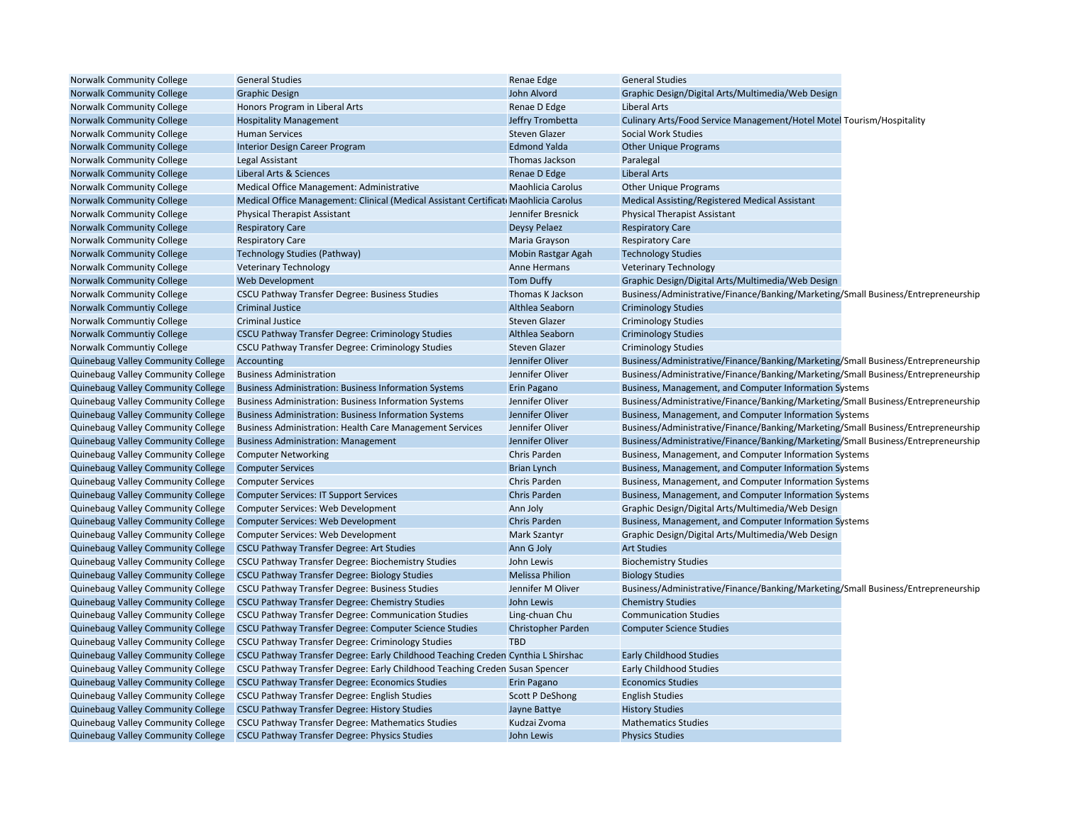| | | | |
|---|---|---|---|
| Norwalk Community College | General Studies | Renae Edge | General Studies |
| Norwalk Community College | Graphic Design | John Alvord | Graphic Design/Digital Arts/Multimedia/Web Design |
| Norwalk Community College | Honors Program in Liberal Arts | Renae D Edge | Liberal Arts |
| Norwalk Community College | Hospitality Management | Jeffry Trombetta | Culinary Arts/Food Service Management/Hotel Motel Tourism/Hospitality |
| Norwalk Community College | Human Services | Steven Glazer | Social Work Studies |
| Norwalk Community College | Interior Design Career Program | Edmond Yalda | Other Unique Programs |
| Norwalk Community College | Legal Assistant | Thomas Jackson | Paralegal |
| Norwalk Community College | Liberal Arts & Sciences | Renae D Edge | Liberal Arts |
| Norwalk Community College | Medical Office Management: Administrative | Maohlicia Carolus | Other Unique Programs |
| Norwalk Community College | Medical Office Management: Clinical (Medical Assistant Certificat | Maohlicia Carolus | Medical Assisting/Registered Medical Assistant |
| Norwalk Community College | Physical Therapist Assistant | Jennifer Bresnick | Physical Therapist Assistant |
| Norwalk Community College | Respiratory Care | Deysy Pelaez | Respiratory Care |
| Norwalk Community College | Respiratory Care | Maria Grayson | Respiratory Care |
| Norwalk Community College | Technology Studies (Pathway) | Mobin Rastgar Agah | Technology Studies |
| Norwalk Community College | Veterinary Technology | Anne Hermans | Veterinary Technology |
| Norwalk Community College | Web Development | Tom Duffy | Graphic Design/Digital Arts/Multimedia/Web Design |
| Norwalk Community College | CSCU Pathway Transfer Degree: Business Studies | Thomas K Jackson | Business/Administrative/Finance/Banking/Marketing/Small Business/Entrepreneurship |
| Norwalk Communtiy College | Criminal Justice | Althlea Seaborn | Criminology Studies |
| Norwalk Communtiy College | Criminal Justice | Steven Glazer | Criminology Studies |
| Norwalk Communtiy College | CSCU Pathway Transfer Degree: Criminology Studies | Althlea Seaborn | Criminology Studies |
| Norwalk Communtiy College | CSCU Pathway Transfer Degree: Criminology Studies | Steven Glazer | Criminology Studies |
| Quinebaug Valley Community College | Accounting | Jennifer Oliver | Business/Administrative/Finance/Banking/Marketing/Small Business/Entrepreneurship |
| Quinebaug Valley Community College | Business Administration | Jennifer Oliver | Business/Administrative/Finance/Banking/Marketing/Small Business/Entrepreneurship |
| Quinebaug Valley Community College | Business Administration: Business Information Systems | Erin Pagano | Business, Management, and Computer Information Systems |
| Quinebaug Valley Community College | Business Administration: Business Information Systems | Jennifer Oliver | Business/Administrative/Finance/Banking/Marketing/Small Business/Entrepreneurship |
| Quinebaug Valley Community College | Business Administration: Business Information Systems | Jennifer Oliver | Business, Management, and Computer Information Systems |
| Quinebaug Valley Community College | Business Administration: Health Care Management Services | Jennifer Oliver | Business/Administrative/Finance/Banking/Marketing/Small Business/Entrepreneurship |
| Quinebaug Valley Community College | Business Administration: Management | Jennifer Oliver | Business/Administrative/Finance/Banking/Marketing/Small Business/Entrepreneurship |
| Quinebaug Valley Community College | Computer Networking | Chris Parden | Business, Management, and Computer Information Systems |
| Quinebaug Valley Community College | Computer Services | Brian Lynch | Business, Management, and Computer Information Systems |
| Quinebaug Valley Community College | Computer Services | Chris Parden | Business, Management, and Computer Information Systems |
| Quinebaug Valley Community College | Computer Services: IT Support Services | Chris Parden | Business, Management, and Computer Information Systems |
| Quinebaug Valley Community College | Computer Services: Web Development | Ann Joly | Graphic Design/Digital Arts/Multimedia/Web Design |
| Quinebaug Valley Community College | Computer Services: Web Development | Chris Parden | Business, Management, and Computer Information Systems |
| Quinebaug Valley Community College | Computer Services: Web Development | Mark Szantyr | Graphic Design/Digital Arts/Multimedia/Web Design |
| Quinebaug Valley Community College | CSCU Pathway Transfer Degree: Art Studies | Ann G Joly | Art Studies |
| Quinebaug Valley Community College | CSCU Pathway Transfer Degree: Biochemistry Studies | John Lewis | Biochemistry Studies |
| Quinebaug Valley Community College | CSCU Pathway Transfer Degree: Biology Studies | Melissa Philion | Biology Studies |
| Quinebaug Valley Community College | CSCU Pathway Transfer Degree: Business Studies | Jennifer M Oliver | Business/Administrative/Finance/Banking/Marketing/Small Business/Entrepreneurship |
| Quinebaug Valley Community College | CSCU Pathway Transfer Degree: Chemistry Studies | John Lewis | Chemistry Studies |
| Quinebaug Valley Community College | CSCU Pathway Transfer Degree: Communication Studies | Ling-chuan Chu | Communication Studies |
| Quinebaug Valley Community College | CSCU Pathway Transfer Degree: Computer Science Studies | Christopher Parden | Computer Science Studies |
| Quinebaug Valley Community College | CSCU Pathway Transfer Degree: Criminology Studies | TBD | |
| Quinebaug Valley Community College | CSCU Pathway Transfer Degree: Early Childhood Teaching Creden | Cynthia L Shirshac | Early Childhood Studies |
| Quinebaug Valley Community College | CSCU Pathway Transfer Degree: Early Childhood Teaching Creden | Susan Spencer | Early Childhood Studies |
| Quinebaug Valley Community College | CSCU Pathway Transfer Degree: Economics Studies | Erin Pagano | Economics Studies |
| Quinebaug Valley Community College | CSCU Pathway Transfer Degree: English Studies | Scott P DeShong | English Studies |
| Quinebaug Valley Community College | CSCU Pathway Transfer Degree: History Studies | Jayne Battye | History Studies |
| Quinebaug Valley Community College | CSCU Pathway Transfer Degree: Mathematics Studies | Kudzai Zvoma | Mathematics Studies |
| Quinebaug Valley Community College | CSCU Pathway Transfer Degree: Physics Studies | John Lewis | Physics Studies |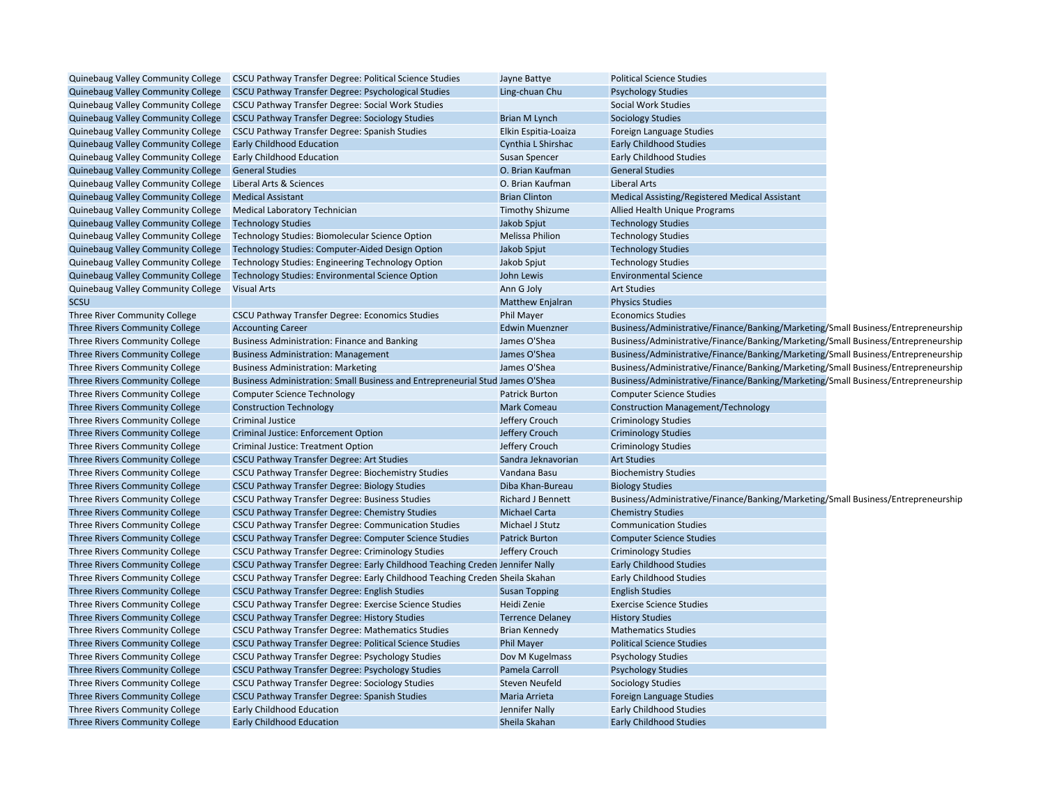| | | | |
|---|---|---|---|
| Quinebaug Valley Community College | CSCU Pathway Transfer Degree: Political Science Studies | Jayne Battye | Political Science Studies |
| Quinebaug Valley Community College | CSCU Pathway Transfer Degree: Psychological Studies | Ling-chuan Chu | Psychology Studies |
| Quinebaug Valley Community College | CSCU Pathway Transfer Degree: Social Work Studies | | Social Work Studies |
| Quinebaug Valley Community College | CSCU Pathway Transfer Degree: Sociology Studies | Brian M Lynch | Sociology Studies |
| Quinebaug Valley Community College | CSCU Pathway Transfer Degree: Spanish Studies | Elkin Espitia-Loaiza | Foreign Language Studies |
| Quinebaug Valley Community College | Early Childhood Education | Cynthia L Shirshac | Early Childhood Studies |
| Quinebaug Valley Community College | Early Childhood Education | Susan Spencer | Early Childhood Studies |
| Quinebaug Valley Community College | General Studies | O. Brian Kaufman | General Studies |
| Quinebaug Valley Community College | Liberal Arts & Sciences | O. Brian Kaufman | Liberal Arts |
| Quinebaug Valley Community College | Medical Assistant | Brian Clinton | Medical Assisting/Registered Medical Assistant |
| Quinebaug Valley Community College | Medical Laboratory Technician | Timothy Shizume | Allied Health Unique Programs |
| Quinebaug Valley Community College | Technology Studies | Jakob Spjut | Technology Studies |
| Quinebaug Valley Community College | Technology Studies: Biomolecular Science Option | Melissa Philion | Technology Studies |
| Quinebaug Valley Community College | Technology Studies: Computer-Aided Design Option | Jakob Spjut | Technology Studies |
| Quinebaug Valley Community College | Technology Studies: Engineering Technology Option | Jakob Spjut | Technology Studies |
| Quinebaug Valley Community College | Technology Studies: Environmental Science Option | John Lewis | Environmental Science |
| Quinebaug Valley Community College | Visual Arts | Ann G Joly | Art Studies |
| SCSU | | Matthew Enjalran | Physics Studies |
| Three River Community College | CSCU Pathway Transfer Degree: Economics Studies | Phil Mayer | Economics Studies |
| Three Rivers Community College | Accounting Career | Edwin Muenzner | Business/Administrative/Finance/Banking/Marketing/Small Business/Entrepreneurship |
| Three Rivers Community College | Business Administration: Finance and Banking | James O'Shea | Business/Administrative/Finance/Banking/Marketing/Small Business/Entrepreneurship |
| Three Rivers Community College | Business Administration: Management | James O'Shea | Business/Administrative/Finance/Banking/Marketing/Small Business/Entrepreneurship |
| Three Rivers Community College | Business Administration: Marketing | James O'Shea | Business/Administrative/Finance/Banking/Marketing/Small Business/Entrepreneurship |
| Three Rivers Community College | Business Administration: Small Business and Entrepreneurial Stud | James O'Shea | Business/Administrative/Finance/Banking/Marketing/Small Business/Entrepreneurship |
| Three Rivers Community College | Computer Science Technology | Patrick Burton | Computer Science Studies |
| Three Rivers Community College | Construction Technology | Mark Comeau | Construction Management/Technology |
| Three Rivers Community College | Criminal Justice | Jeffery Crouch | Criminology Studies |
| Three Rivers Community College | Criminal Justice: Enforcement Option | Jeffery Crouch | Criminology Studies |
| Three Rivers Community College | Criminal Justice: Treatment Option | Jeffery Crouch | Criminology Studies |
| Three Rivers Community College | CSCU Pathway Transfer Degree: Art Studies | Sandra Jeknavorian | Art Studies |
| Three Rivers Community College | CSCU Pathway Transfer Degree: Biochemistry Studies | Vandana Basu | Biochemistry Studies |
| Three Rivers Community College | CSCU Pathway Transfer Degree: Biology Studies | Diba Khan-Bureau | Biology Studies |
| Three Rivers Community College | CSCU Pathway Transfer Degree: Business Studies | Richard J Bennett | Business/Administrative/Finance/Banking/Marketing/Small Business/Entrepreneurship |
| Three Rivers Community College | CSCU Pathway Transfer Degree: Chemistry Studies | Michael Carta | Chemistry Studies |
| Three Rivers Community College | CSCU Pathway Transfer Degree: Communication Studies | Michael J Stutz | Communication Studies |
| Three Rivers Community College | CSCU Pathway Transfer Degree: Computer Science Studies | Patrick Burton | Computer Science Studies |
| Three Rivers Community College | CSCU Pathway Transfer Degree: Criminology Studies | Jeffery Crouch | Criminology Studies |
| Three Rivers Community College | CSCU Pathway Transfer Degree: Early Childhood Teaching Creden | Jennifer Nally | Early Childhood Studies |
| Three Rivers Community College | CSCU Pathway Transfer Degree: Early Childhood Teaching Creden | Sheila Skahan | Early Childhood Studies |
| Three Rivers Community College | CSCU Pathway Transfer Degree: English Studies | Susan Topping | English Studies |
| Three Rivers Community College | CSCU Pathway Transfer Degree: Exercise Science Studies | Heidi Zenie | Exercise Science Studies |
| Three Rivers Community College | CSCU Pathway Transfer Degree: History Studies | Terrence Delaney | History Studies |
| Three Rivers Community College | CSCU Pathway Transfer Degree: Mathematics Studies | Brian Kennedy | Mathematics Studies |
| Three Rivers Community College | CSCU Pathway Transfer Degree: Political Science Studies | Phil Mayer | Political Science Studies |
| Three Rivers Community College | CSCU Pathway Transfer Degree: Psychology Studies | Dov M Kugelmass | Psychology Studies |
| Three Rivers Community College | CSCU Pathway Transfer Degree: Psychology Studies | Pamela Carroll | Psychology Studies |
| Three Rivers Community College | CSCU Pathway Transfer Degree: Sociology Studies | Steven Neufeld | Sociology Studies |
| Three Rivers Community College | CSCU Pathway Transfer Degree: Spanish Studies | Maria Arrieta | Foreign Language Studies |
| Three Rivers Community College | Early Childhood Education | Jennifer Nally | Early Childhood Studies |
| Three Rivers Community College | Early Childhood Education | Sheila Skahan | Early Childhood Studies |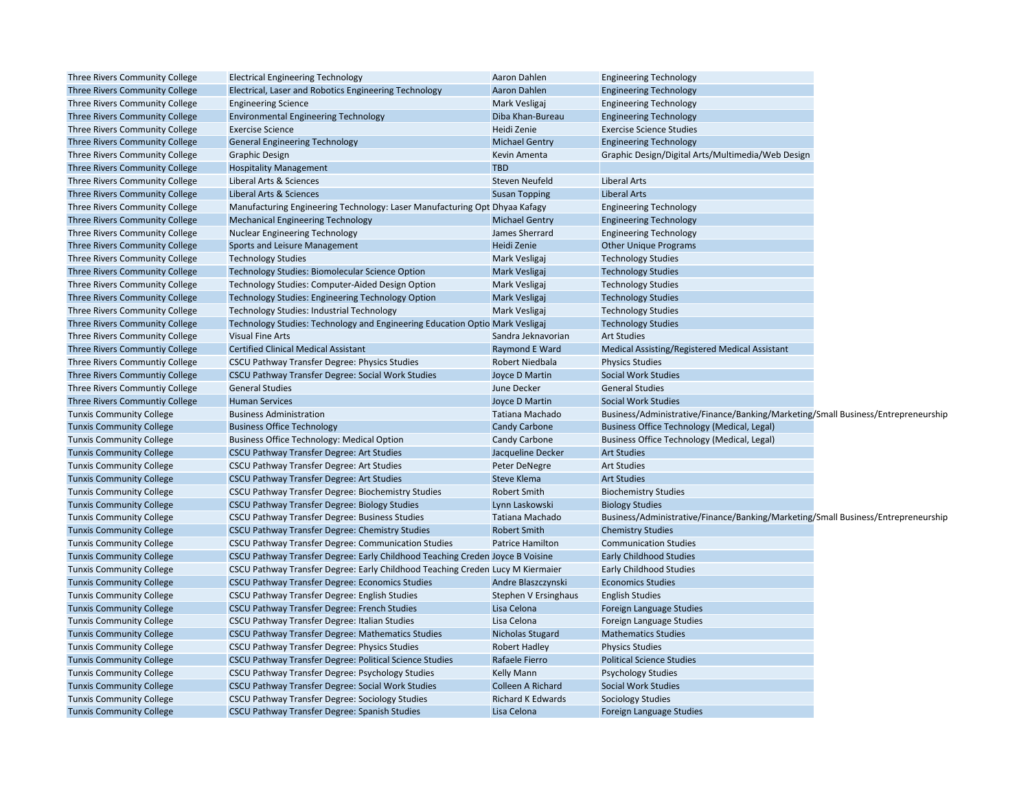| | | | |
|---|---|---|---|
| Three Rivers Community College | Electrical Engineering Technology | Aaron Dahlen | Engineering Technology |
| Three Rivers Community College | Electrical, Laser and Robotics Engineering Technology | Aaron Dahlen | Engineering Technology |
| Three Rivers Community College | Engineering Science | Mark Vesligaj | Engineering Technology |
| Three Rivers Community College | Environmental Engineering Technology | Diba Khan-Bureau | Engineering Technology |
| Three Rivers Community College | Exercise Science | Heidi Zenie | Exercise Science Studies |
| Three Rivers Community College | General Engineering Technology | Michael Gentry | Engineering Technology |
| Three Rivers Community College | Graphic Design | Kevin Amenta | Graphic Design/Digital Arts/Multimedia/Web Design |
| Three Rivers Community College | Hospitality Management | TBD | |
| Three Rivers Community College | Liberal Arts & Sciences | Steven Neufeld | Liberal Arts |
| Three Rivers Community College | Liberal Arts & Sciences | Susan Topping | Liberal Arts |
| Three Rivers Community College | Manufacturing Engineering Technology: Laser Manufacturing Opt | Dhyaa Kafagy | Engineering Technology |
| Three Rivers Community College | Mechanical Engineering Technology | Michael Gentry | Engineering Technology |
| Three Rivers Community College | Nuclear Engineering Technology | James Sherrard | Engineering Technology |
| Three Rivers Community College | Sports and Leisure Management | Heidi Zenie | Other Unique Programs |
| Three Rivers Community College | Technology Studies | Mark Vesligaj | Technology Studies |
| Three Rivers Community College | Technology Studies: Biomolecular Science Option | Mark Vesligaj | Technology Studies |
| Three Rivers Community College | Technology Studies: Computer-Aided Design Option | Mark Vesligaj | Technology Studies |
| Three Rivers Community College | Technology Studies: Engineering Technology Option | Mark Vesligaj | Technology Studies |
| Three Rivers Community College | Technology Studies: Industrial Technology | Mark Vesligaj | Technology Studies |
| Three Rivers Community College | Technology Studies: Technology and Engineering Education Optio | Mark Vesligaj | Technology Studies |
| Three Rivers Community College | Visual Fine Arts | Sandra Jeknavorian | Art Studies |
| Three Rivers Communtiy College | Certified Clinical Medical Assistant | Raymond E Ward | Medical Assisting/Registered Medical Assistant |
| Three Rivers Communtiy College | CSCU Pathway Transfer Degree: Physics Studies | Robert Niedbala | Physics Studies |
| Three Rivers Communtiy College | CSCU Pathway Transfer Degree: Social Work Studies | Joyce D Martin | Social Work Studies |
| Three Rivers Communtiy College | General Studies | June Decker | General Studies |
| Three Rivers Communtiy College | Human Services | Joyce D Martin | Social Work Studies |
| Tunxis Community College | Business Administration | Tatiana Machado | Business/Administrative/Finance/Banking/Marketing/Small Business/Entrepreneurship |
| Tunxis Community College | Business Office Technology | Candy Carbone | Business Office Technology (Medical, Legal) |
| Tunxis Community College | Business Office Technology: Medical Option | Candy Carbone | Business Office Technology (Medical, Legal) |
| Tunxis Community College | CSCU Pathway Transfer Degree: Art Studies | Jacqueline Decker | Art Studies |
| Tunxis Community College | CSCU Pathway Transfer Degree: Art Studies | Peter DeNegre | Art Studies |
| Tunxis Community College | CSCU Pathway Transfer Degree: Art Studies | Steve Klema | Art Studies |
| Tunxis Community College | CSCU Pathway Transfer Degree: Biochemistry Studies | Robert Smith | Biochemistry Studies |
| Tunxis Community College | CSCU Pathway Transfer Degree: Biology Studies | Lynn Laskowski | Biology Studies |
| Tunxis Community College | CSCU Pathway Transfer Degree: Business Studies | Tatiana Machado | Business/Administrative/Finance/Banking/Marketing/Small Business/Entrepreneurship |
| Tunxis Community College | CSCU Pathway Transfer Degree: Chemistry Studies | Robert Smith | Chemistry Studies |
| Tunxis Community College | CSCU Pathway Transfer Degree: Communication Studies | Patrice Hamilton | Communication Studies |
| Tunxis Community College | CSCU Pathway Transfer Degree: Early Childhood Teaching Creden | Joyce B Voisine | Early Childhood Studies |
| Tunxis Community College | CSCU Pathway Transfer Degree: Early Childhood Teaching Creden | Lucy M Kiermaier | Early Childhood Studies |
| Tunxis Community College | CSCU Pathway Transfer Degree: Economics Studies | Andre Blaszczynski | Economics Studies |
| Tunxis Community College | CSCU Pathway Transfer Degree: English Studies | Stephen V Ersinghaus | English Studies |
| Tunxis Community College | CSCU Pathway Transfer Degree: French Studies | Lisa Celona | Foreign Language Studies |
| Tunxis Community College | CSCU Pathway Transfer Degree: Italian Studies | Lisa Celona | Foreign Language Studies |
| Tunxis Community College | CSCU Pathway Transfer Degree: Mathematics Studies | Nicholas Stugard | Mathematics Studies |
| Tunxis Community College | CSCU Pathway Transfer Degree: Physics Studies | Robert Hadley | Physics Studies |
| Tunxis Community College | CSCU Pathway Transfer Degree: Political Science Studies | Rafaele Fierro | Political Science Studies |
| Tunxis Community College | CSCU Pathway Transfer Degree: Psychology Studies | Kelly Mann | Psychology Studies |
| Tunxis Community College | CSCU Pathway Transfer Degree: Social Work Studies | Colleen A Richard | Social Work Studies |
| Tunxis Community College | CSCU Pathway Transfer Degree: Sociology Studies | Richard K Edwards | Sociology Studies |
| Tunxis Community College | CSCU Pathway Transfer Degree: Spanish Studies | Lisa Celona | Foreign Language Studies |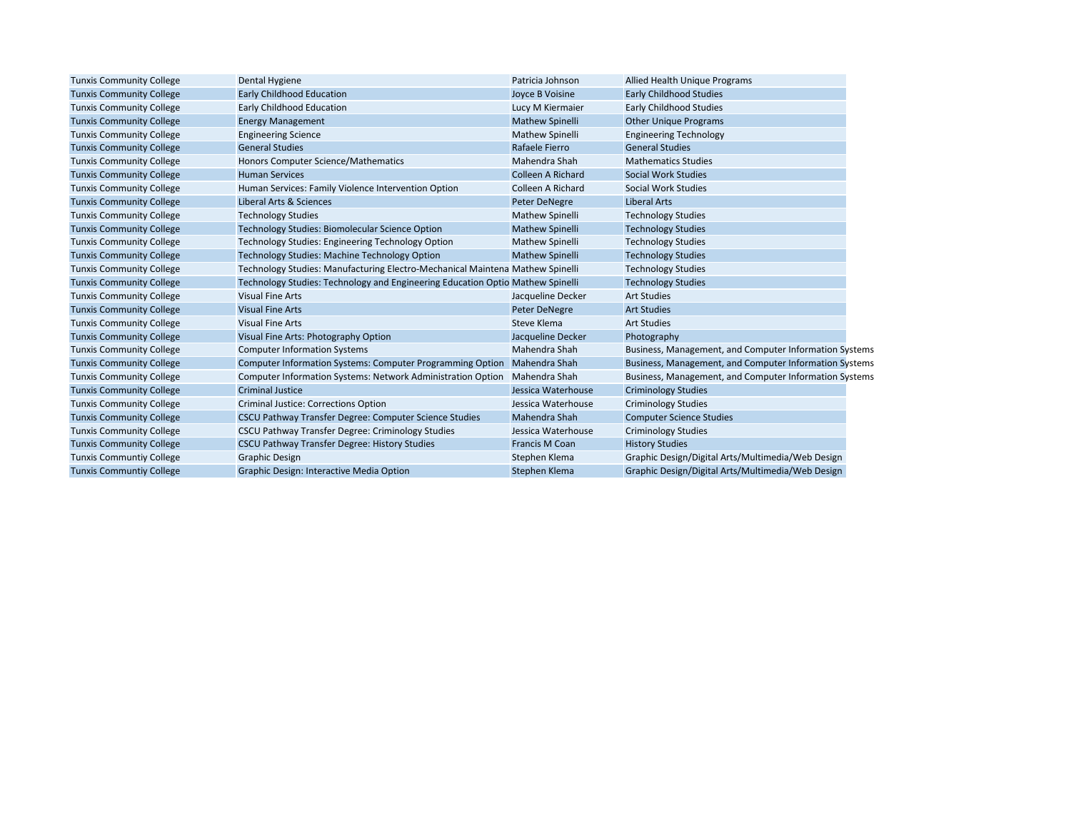| | | | |
|---|---|---|---|
| Tunxis Community College | Dental Hygiene | Patricia Johnson | Allied Health Unique Programs |
| Tunxis Community College | Early Childhood Education | Joyce B Voisine | Early Childhood Studies |
| Tunxis Community College | Early Childhood Education | Lucy M Kiermaier | Early Childhood Studies |
| Tunxis Community College | Energy Management | Mathew Spinelli | Other Unique Programs |
| Tunxis Community College | Engineering Science | Mathew Spinelli | Engineering Technology |
| Tunxis Community College | General Studies | Rafaele Fierro | General Studies |
| Tunxis Community College | Honors Computer Science/Mathematics | Mahendra Shah | Mathematics Studies |
| Tunxis Community College | Human Services | Colleen A Richard | Social Work Studies |
| Tunxis Community College | Human Services: Family Violence Intervention Option | Colleen A Richard | Social Work Studies |
| Tunxis Community College | Liberal Arts & Sciences | Peter DeNegre | Liberal Arts |
| Tunxis Community College | Technology Studies | Mathew Spinelli | Technology Studies |
| Tunxis Community College | Technology Studies: Biomolecular Science Option | Mathew Spinelli | Technology Studies |
| Tunxis Community College | Technology Studies: Engineering Technology Option | Mathew Spinelli | Technology Studies |
| Tunxis Community College | Technology Studies: Machine Technology Option | Mathew Spinelli | Technology Studies |
| Tunxis Community College | Technology Studies: Manufacturing Electro-Mechanical Maintena | Mathew Spinelli | Technology Studies |
| Tunxis Community College | Technology Studies: Technology and Engineering Education Optio | Mathew Spinelli | Technology Studies |
| Tunxis Community College | Visual Fine Arts | Jacqueline Decker | Art Studies |
| Tunxis Community College | Visual Fine Arts | Peter DeNegre | Art Studies |
| Tunxis Community College | Visual Fine Arts | Steve Klema | Art Studies |
| Tunxis Community College | Visual Fine Arts: Photography Option | Jacqueline Decker | Photography |
| Tunxis Community College | Computer Information Systems | Mahendra Shah | Business, Management, and Computer Information Systems |
| Tunxis Community College | Computer Information Systems: Computer Programming Option | Mahendra Shah | Business, Management, and Computer Information Systems |
| Tunxis Community College | Computer Information Systems: Network Administration Option | Mahendra Shah | Business, Management, and Computer Information Systems |
| Tunxis Community College | Criminal Justice | Jessica Waterhouse | Criminology Studies |
| Tunxis Community College | Criminal Justice: Corrections Option | Jessica Waterhouse | Criminology Studies |
| Tunxis Community College | CSCU Pathway Transfer Degree: Computer Science Studies | Mahendra Shah | Computer Science Studies |
| Tunxis Community College | CSCU Pathway Transfer Degree: Criminology Studies | Jessica Waterhouse | Criminology Studies |
| Tunxis Community College | CSCU Pathway Transfer Degree: History Studies | Francis M Coan | History Studies |
| Tunxis Communtiy College | Graphic Design | Stephen Klema | Graphic Design/Digital Arts/Multimedia/Web Design |
| Tunxis Communtiy College | Graphic Design: Interactive Media Option | Stephen Klema | Graphic Design/Digital Arts/Multimedia/Web Design |